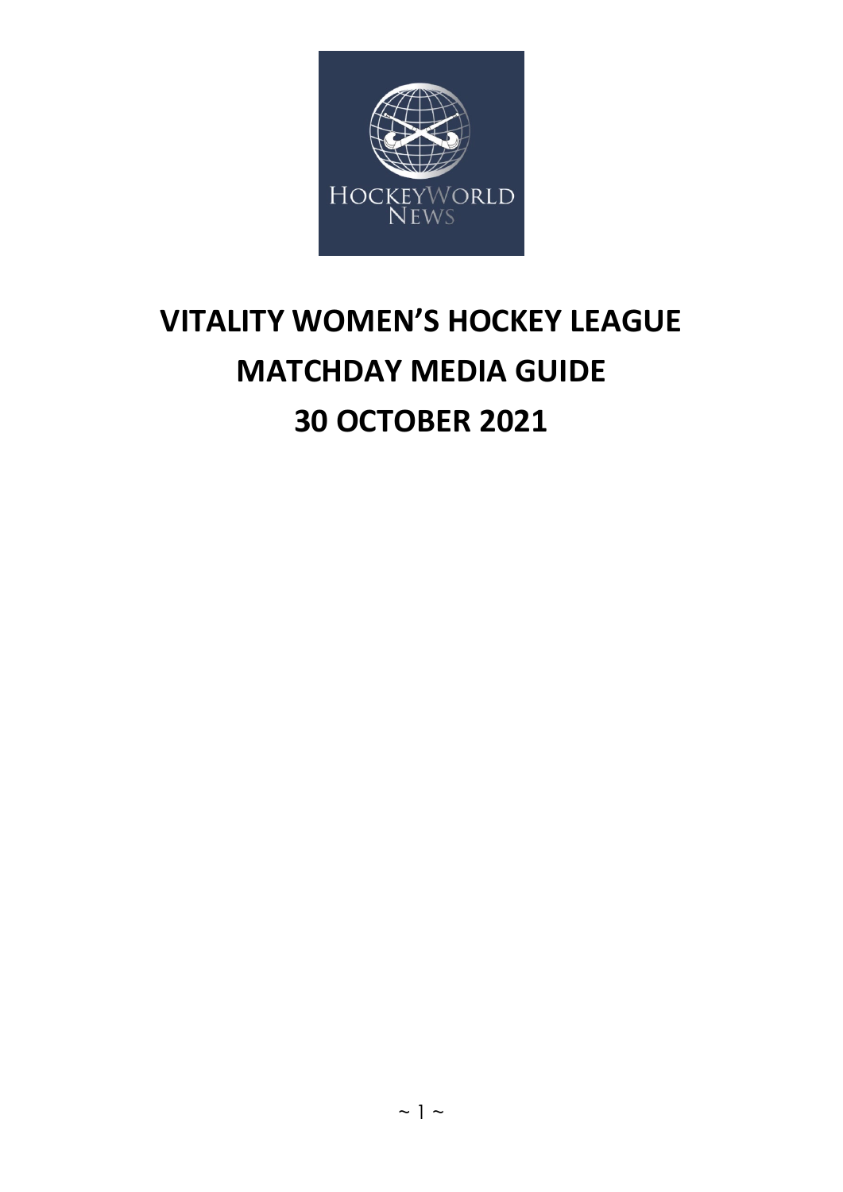# VITALITY WOMEN'S HOCKEY LEAGUE

# MATCHDAY MEDIA GUIDE

# 30 OCTOBER 2021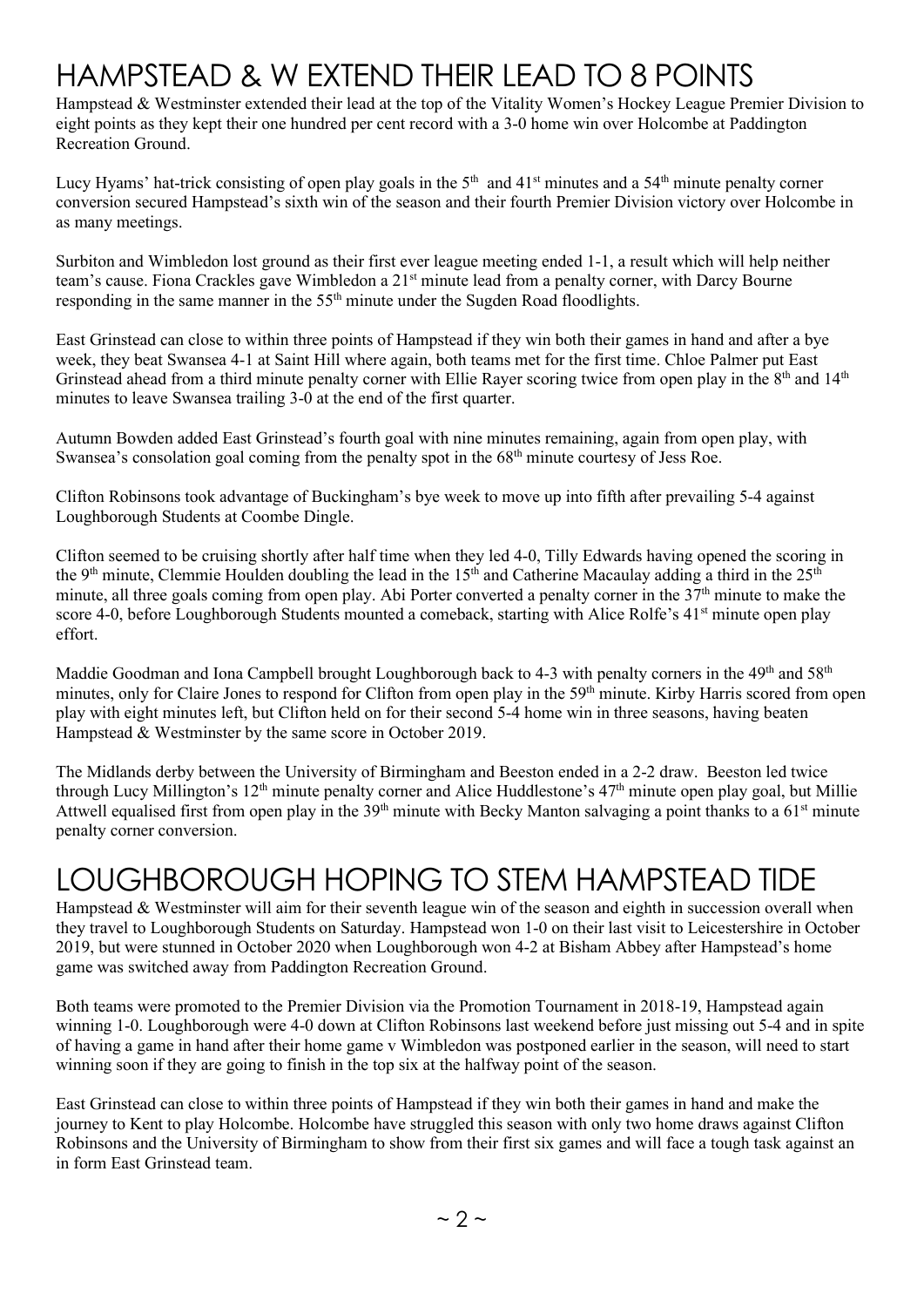# HAMPSTEAD & W EXTEND THEIR LEAD TO 8 POINTS

Hampstead & Westminster extended their lead at the top of the Vitality Women's Hockey League Premier Division to eight points as they kept their one hundred per cent record with a 3-0 home win over Holcombe at Paddington Recreation Ground.

Lucy Hyams' hat-trick consisting of open play goals in the 5th and 41st minutes and a 54th minute penalty corner conversion secured Hampstead's sixth win of the season and their fourth Premier Division victory over Holcombe in as many meetings.

Surbiton and Wimbledon lost ground as their first ever league meeting ended 1-1, a result which will help neither team's cause. Fiona Crackles gave Wimbledon a 21st minute lead from a penalty corner, with Darcy Bourne responding in the same manner in the 55th minute under the Sugden Road floodlights.

East Grinstead can close to within three points of Hampstead if they win both their games in hand and after a bye week, they beat Swansea 4-1 at Saint Hill where again, both teams met for the first time. Chloe Palmer put East Grinstead ahead from a third minute penalty corner with Ellie Rayer scoring twice from open play in the 8th and 14th minutes to leave Swansea trailing 3-0 at the end of the first quarter.

Autumn Bowden added East Grinstead's fourth goal with nine minutes remaining, again from open play, with Swansea's consolation goal coming from the penalty spot in the 68th minute courtesy of Jess Roe.

Clifton Robinsons took advantage of Buckingham's bye week to move up into fifth after prevailing 5-4 against Loughborough Students at Coombe Dingle.

Clifton seemed to be cruising shortly after half time when they led 4-0, Tilly Edwards having opened the scoring in the 9th minute, Clemmie Houlden doubling the lead in the 15th and Catherine Macaulay adding a third in the 25th minute, all three goals coming from open play. Abi Porter converted a penalty corner in the 37th minute to make the score 4-0, before Loughborough Students mounted a comeback, starting with Alice Rolfe's 41st minute open play effort.

Maddie Goodman and Iona Campbell brought Loughborough back to 4-3 with penalty corners in the 49th and 58th minutes, only for Claire Jones to respond for Clifton from open play in the 59th minute. Kirby Harris scored from open play with eight minutes left, but Clifton held on for their second 5-4 home win in three seasons, having beaten Hampstead & Westminster by the same score in October 2019.

The Midlands derby between the University of Birmingham and Beeston ended in a 2-2 draw. Beeston led twice through Lucy Millington's 12th minute penalty corner and Alice Huddlestone's 47th minute open play goal, but Millie Attwell equalised first from open play in the 39th minute with Becky Manton salvaging a point thanks to a 61st minute penalty corner conversion.

# LOUGHBOROUGH HOPING TO STEM HAMPSTEAD TIDE

Hampstead & Westminster will aim for their seventh league win of the season and eighth in succession overall when they travel to Loughborough Students on Saturday. Hampstead won 1-0 on their last visit to Leicestershire in October 2019, but were stunned in October 2020 when Loughborough won 4-2 at Bisham Abbey after Hampstead's home game was switched away from Paddington Recreation Ground.

Both teams were promoted to the Premier Division via the Promotion Tournament in 2018-19, Hampstead again winning 1-0. Loughborough were 4-0 down at Clifton Robinsons last weekend before just missing out 5-4 and in spite of having a game in hand after their home game v Wimbledon was postponed earlier in the season, will need to start winning soon if they are going to finish in the top six at the halfway point of the season.

East Grinstead can close to within three points of Hampstead if they win both their games in hand and make the journey to Kent to play Holcombe. Holcombe have struggled this season with only two home draws against Clifton Robinsons and the University of Birmingham to show from their first six games and will face a tough task against an in form East Grinstead team.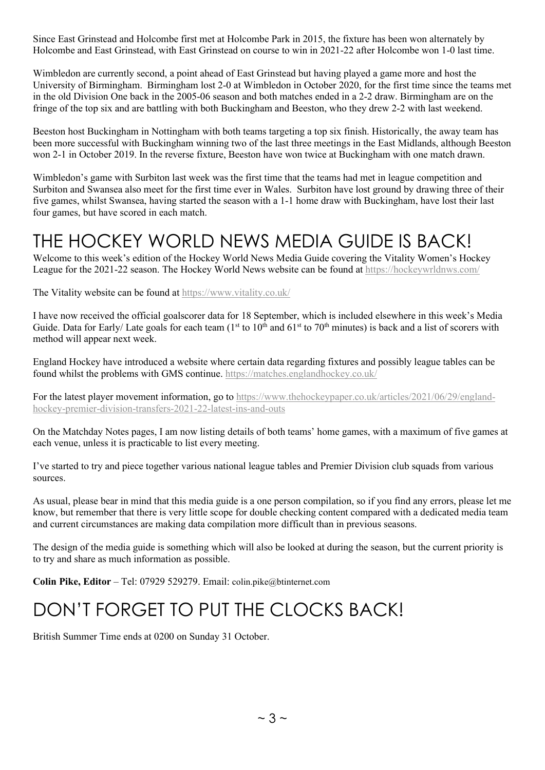Since East Grinstead and Holcombe first met at Holcombe Park in 2015, the fixture has been won alternately by Holcombe and East Grinstead, with East Grinstead on course to win in 2021-22 after Holcombe won 1-0 last time.

Wimbledon are currently second, a point ahead of East Grinstead but having played a game more and host the University of Birmingham. Birmingham lost 2-0 at Wimbledon in October 2020, for the first time since the teams met in the old Division One back in the 2005-06 season and both matches ended in a 2-2 draw. Birmingham are on the fringe of the top six and are battling with both Buckingham and Beeston, who they drew 2-2 with last weekend.

Beeston host Buckingham in Nottingham with both teams targeting a top six finish. Historically, the away team has been more successful with Buckingham winning two of the last three meetings in the East Midlands, although Beeston won 2-1 in October 2019. In the reverse fixture, Beeston have won twice at Buckingham with one match drawn.

Wimbledon's game with Surbiton last week was the first time that the teams had met in league competition and Surbiton and Swansea also meet for the first time ever in Wales. Surbiton have lost ground by drawing three of their five games, whilst Swansea, having started the season with a 1-1 home draw with Buckingham, have lost their last four games, but have scored in each match.

# THE HOCKEY WORLD NEWS MEDIA GUIDE IS BACK!

Welcome to this week's edition of the Hockey World News Media Guide covering the Vitality Women's Hockey League for the 2021-22 season. The Hockey World News website can be found at https://hockeywrldnws.com/

The Vitality website can be found at https://www.vitality.co.uk/

I have now received the official goalscorer data for 18 September, which is included elsewhere in this week's Media Guide. Data for Early/ Late goals for each team (1st to 10th and 61st to 70th minutes) is back and a list of scorers with method will appear next week.

England Hockey have introduced a website where certain data regarding fixtures and possibly league tables can be found whilst the problems with GMS continue. https://matches.englandhockey.co.uk/

For the latest player movement information, go to https://www.thehockeypaper.co.uk/articles/2021/06/29/england-hockey-premier-division-transfers-2021-22-latest-ins-and-outs

On the Matchday Notes pages, I am now listing details of both teams' home games, with a maximum of five games at each venue, unless it is practicable to list every meeting.

I've started to try and piece together various national league tables and Premier Division club squads from various sources.

As usual, please bear in mind that this media guide is a one person compilation, so if you find any errors, please let me know, but remember that there is very little scope for double checking content compared with a dedicated media team and current circumstances are making data compilation more difficult than in previous seasons.

The design of the media guide is something which will also be looked at during the season, but the current priority is to try and share as much information as possible.

**Colin Pike, Editor** – Tel: 07929 529279. Email: colin.pike@btinternet.com

# DON'T FORGET TO PUT THE CLOCKS BACK!

British Summer Time ends at 0200 on Sunday 31 October.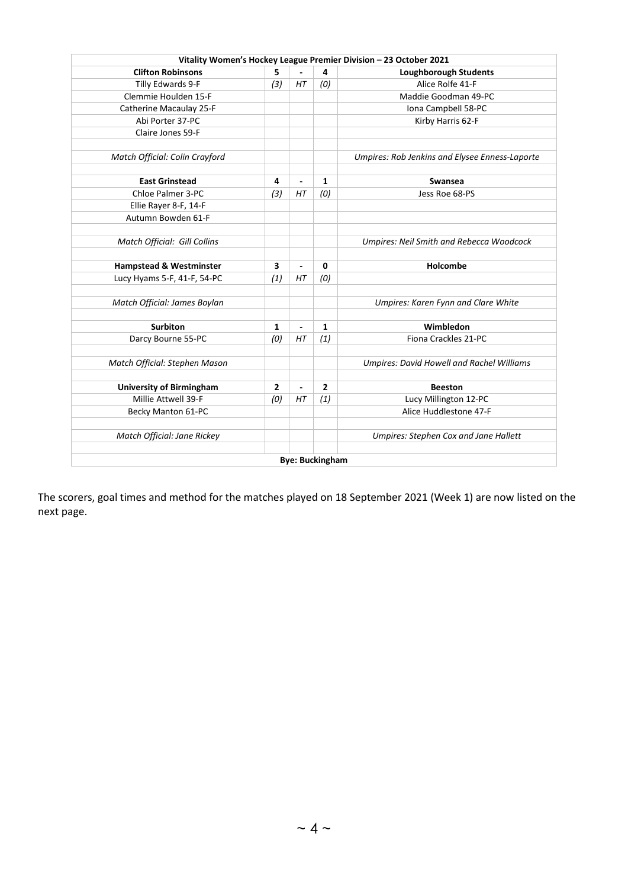| Vitality Women's Hockey League Premier Division – 23 October 2021 | | | | |
|---|---|---|---|---|
| **Clifton Robinsons** | **5** | **-** | **4** | **Loughborough Students** |
| Tilly Edwards 9-F | *(3)* | *HT* | *(0)* | Alice Rolfe 41-F |
| Clemmie Houlden 15-F | | | | Maddie Goodman 49-PC |
| Catherine Macaulay 25-F | | | | Iona Campbell 58-PC |
| Abi Porter 37-PC | | | | Kirby Harris 62-F |
| Claire Jones 59-F | | | | |
| | | | | |
| *Match Official: Colin Crayford* | | | | *Umpires: Rob Jenkins and Elysee Enness-Laporte* |
| | | | | |
| **East Grinstead** | **4** | **-** | **1** | **Swansea** |
| Chloe Palmer 3-PC | *(3)* | *HT* | *(0)* | Jess Roe 68-PS |
| Ellie Rayer 8-F, 14-F | | | | |
| Autumn Bowden 61-F | | | | |
| | | | | |
| *Match Official: Gill Collins* | | | | *Umpires: Neil Smith and Rebecca Woodcock* |
| | | | | |
| **Hampstead & Westminster** | **3** | **-** | **0** | **Holcombe** |
| Lucy Hyams 5-F, 41-F, 54-PC | *(1)* | *HT* | *(0)* | |
| | | | | |
| *Match Official: James Boylan* | | | | *Umpires: Karen Fynn and Clare White* |
| | | | | |
| **Surbiton** | **1** | **-** | **1** | **Wimbledon** |
| Darcy Bourne 55-PC | *(0)* | *HT* | *(1)* | Fiona Crackles 21-PC |
| | | | | |
| *Match Official: Stephen Mason* | | | | *Umpires: David Howell and Rachel Williams* |
| | | | | |
| **University of Birmingham** | **2** | **-** | **2** | **Beeston** |
| Millie Attwell 39-F | *(0)* | *HT* | *(1)* | Lucy Millington 12-PC |
| Becky Manton 61-PC | | | | Alice Huddlestone 47-F |
| | | | | |
| *Match Official: Jane Rickey* | | | | *Umpires: Stephen Cox and Jane Hallett* |
| | | | | |
| **Bye: Buckingham** | | | | |

The scorers, goal times and method for the matches played on 18 September 2021 (Week 1) are now listed on the next page.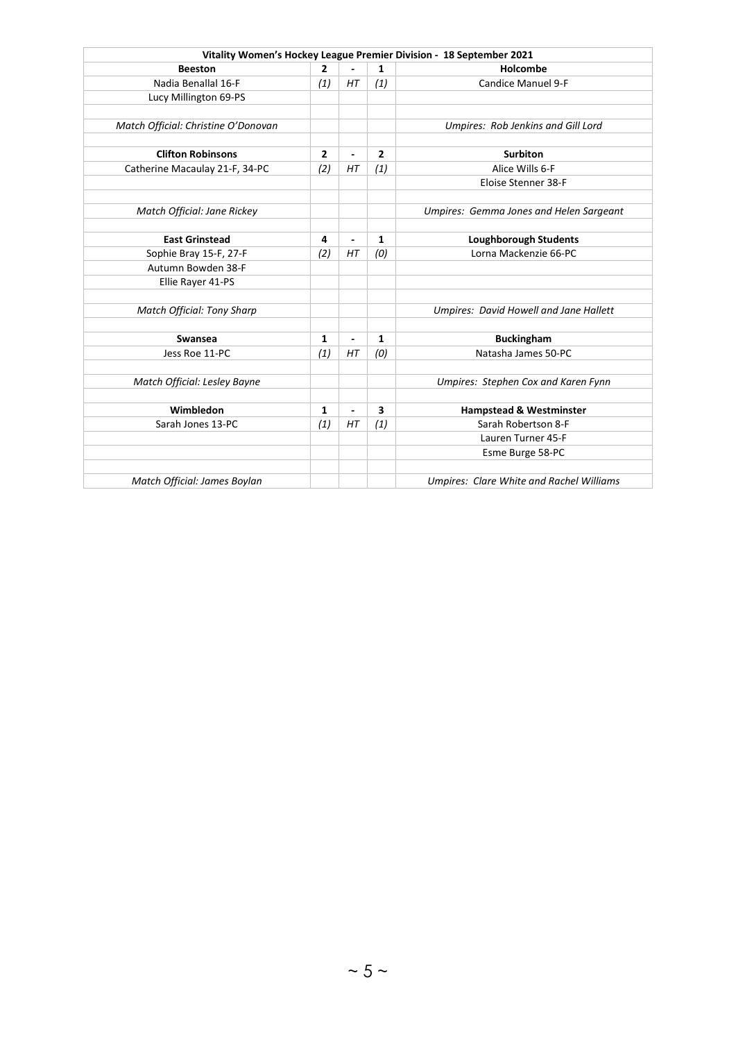| Vitality Women's Hockey League Premier Division - 18 September 2021 | | | | |
|---|---|---|---|---|
| **Beeston** | **2** | **-** | **1** | **Holcombe** |
| Nadia Benallal 16-F | *(1)* | *HT* | *(1)* | Candice Manuel 9-F |
| Lucy Millington 69-PS | | | | |
| | | | | |
| *Match Official: Christine O'Donovan* | | | | *Umpires: Rob Jenkins and Gill Lord* |
| | | | | |
| **Clifton Robinsons** | **2** | **-** | **2** | **Surbiton** |
| Catherine Macaulay 21-F, 34-PC | *(2)* | *HT* | *(1)* | Alice Wills 6-F |
| | | | | Eloise Stenner 38-F |
| | | | | |
| *Match Official: Jane Rickey* | | | | *Umpires: Gemma Jones and Helen Sargeant* |
| | | | | |
| **East Grinstead** | **4** | **-** | **1** | **Loughborough Students** |
| Sophie Bray 15-F, 27-F | *(2)* | *HT* | *(0)* | Lorna Mackenzie 66-PC |
| Autumn Bowden 38-F | | | | |
| Ellie Rayer 41-PS | | | | |
| | | | | |
| *Match Official: Tony Sharp* | | | | *Umpires: David Howell and Jane Hallett* |
| | | | | |
| **Swansea** | **1** | **-** | **1** | **Buckingham** |
| Jess Roe 11-PC | *(1)* | *HT* | *(0)* | Natasha James 50-PC |
| | | | | |
| *Match Official: Lesley Bayne* | | | | *Umpires: Stephen Cox and Karen Fynn* |
| | | | | |
| **Wimbledon** | **1** | **-** | **3** | **Hampstead & Westminster** |
| Sarah Jones 13-PC | *(1)* | *HT* | *(1)* | Sarah Robertson 8-F |
| | | | | Lauren Turner 45-F |
| | | | | Esme Burge 58-PC |
| | | | | |
| *Match Official: James Boylan* | | | | *Umpires: Clare White and Rachel Williams* |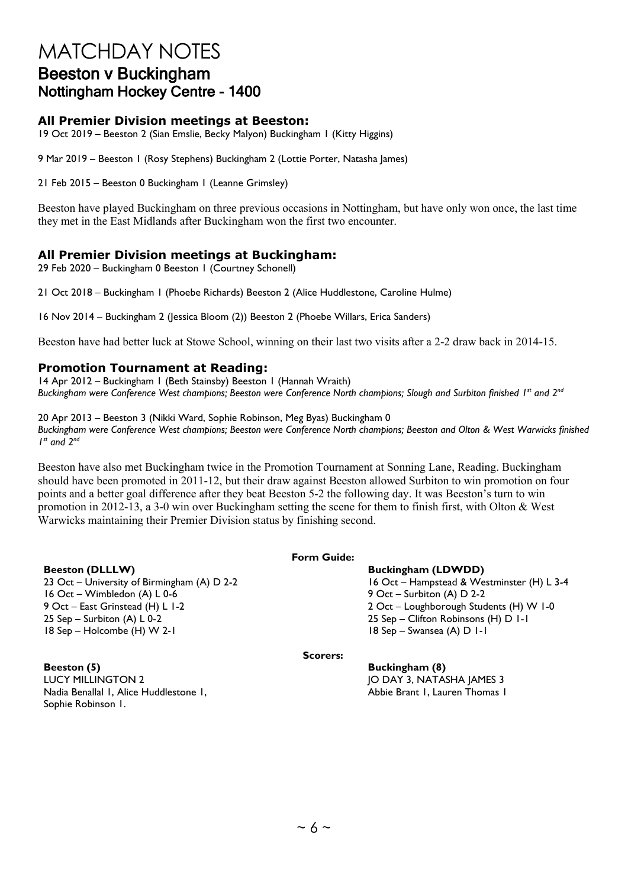# MATCHDAY NOTES

## Beeston v Buckingham

### Nottingham Hockey Centre - 1400

### All Premier Division meetings at Beeston:

19 Oct 2019 – Beeston 2 (Sian Emslie, Becky Malyon) Buckingham 1 (Kitty Higgins)

9 Mar 2019 – Beeston 1 (Rosy Stephens) Buckingham 2 (Lottie Porter, Natasha James)

21 Feb 2015 – Beeston 0 Buckingham 1 (Leanne Grimsley)

Beeston have played Buckingham on three previous occasions in Nottingham, but have only won once, the last time they met in the East Midlands after Buckingham won the first two encounter.

### All Premier Division meetings at Buckingham:

29 Feb 2020 – Buckingham 0 Beeston 1 (Courtney Schonell)

21 Oct 2018 – Buckingham 1 (Phoebe Richards) Beeston 2 (Alice Huddlestone, Caroline Hulme)

16 Nov 2014 – Buckingham 2 (Jessica Bloom (2)) Beeston 2 (Phoebe Willars, Erica Sanders)

Beeston have had better luck at Stowe School, winning on their last two visits after a 2-2 draw back in 2014-15.

### Promotion Tournament at Reading:

14 Apr 2012 – Buckingham 1 (Beth Stainsby) Beeston 1 (Hannah Wraith)
*Buckingham were Conference West champions; Beeston were Conference North champions; Slough and Surbiton finished 1st and 2nd*

20 Apr 2013 – Beeston 3 (Nikki Ward, Sophie Robinson, Meg Byas) Buckingham 0
*Buckingham were Conference West champions; Beeston were Conference North champions; Beeston and Olton & West Warwicks finished 1st and 2nd*

Beeston have also met Buckingham twice in the Promotion Tournament at Sonning Lane, Reading. Buckingham should have been promoted in 2011-12, but their draw against Beeston allowed Surbiton to win promotion on four points and a better goal difference after they beat Beeston 5-2 the following day. It was Beeston's turn to win promotion in 2012-13, a 3-0 win over Buckingham setting the scene for them to finish first, with Olton & West Warwicks maintaining their Premier Division status by finishing second.

**Form Guide:**

**Beeston (DLLLW)**
23 Oct – University of Birmingham (A) D 2-2
16 Oct – Wimbledon (A) L 0-6
9 Oct – East Grinstead (H) L 1-2
25 Sep – Surbiton (A) L 0-2
18 Sep – Holcombe (H) W 2-1

**Buckingham (LDWDD)**
16 Oct – Hampstead & Westminster (H) L 3-4
9 Oct – Surbiton (A) D 2-2
2 Oct – Loughborough Students (H) W 1-0
25 Sep – Clifton Robinsons (H) D 1-1
18 Sep – Swansea (A) D 1-1

**Scorers:**

**Beeston (5)**
LUCY MILLINGTON 2
Nadia Benallal 1, Alice Huddlestone 1, Sophie Robinson 1.

**Buckingham (8)**
JO DAY 3, NATASHA JAMES 3
Abbie Brant 1, Lauren Thomas 1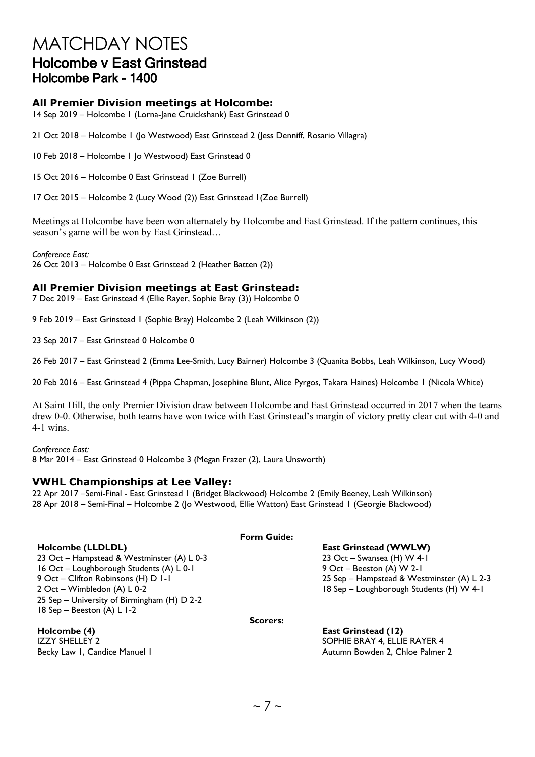# MATCHDAY NOTES

## Holcombe v East Grinstead

### Holcombe Park - 1400

#### All Premier Division meetings at Holcombe:

14 Sep 2019 – Holcombe 1 (Lorna-Jane Cruickshank) East Grinstead 0

21 Oct 2018 – Holcombe 1 (Jo Westwood) East Grinstead 2 (Jess Denniff, Rosario Villagra)

10 Feb 2018 – Holcombe 1 Jo Westwood) East Grinstead 0

15 Oct 2016 – Holcombe 0 East Grinstead 1 (Zoe Burrell)

17 Oct 2015 – Holcombe 2 (Lucy Wood (2)) East Grinstead 1(Zoe Burrell)

Meetings at Holcombe have been won alternately by Holcombe and East Grinstead. If the pattern continues, this season's game will be won by East Grinstead…

*Conference East:*
26 Oct 2013 – Holcombe 0 East Grinstead 2 (Heather Batten (2))

#### All Premier Division meetings at East Grinstead:

7 Dec 2019 – East Grinstead 4 (Ellie Rayer, Sophie Bray (3)) Holcombe 0

9 Feb 2019 – East Grinstead 1 (Sophie Bray) Holcombe 2 (Leah Wilkinson (2))

23 Sep 2017 – East Grinstead 0 Holcombe 0

26 Feb 2017 – East Grinstead 2 (Emma Lee-Smith, Lucy Bairner) Holcombe 3 (Quanita Bobbs, Leah Wilkinson, Lucy Wood)

20 Feb 2016 – East Grinstead 4 (Pippa Chapman, Josephine Blunt, Alice Pyrgos, Takara Haines) Holcombe 1 (Nicola White)

At Saint Hill, the only Premier Division draw between Holcombe and East Grinstead occurred in 2017 when the teams drew 0-0. Otherwise, both teams have won twice with East Grinstead's margin of victory pretty clear cut with 4-0 and 4-1 wins.

*Conference East:*
8 Mar 2014 – East Grinstead 0 Holcombe 3 (Megan Frazer (2), Laura Unsworth)

#### VWHL Championships at Lee Valley:

22 Apr 2017 –Semi-Final - East Grinstead 1 (Bridget Blackwood) Holcombe 2 (Emily Beeney, Leah Wilkinson)
28 Apr 2018 – Semi-Final – Holcombe 2 (Jo Westwood, Ellie Watton) East Grinstead 1 (Georgie Blackwood)

**Form Guide:**

**Holcombe (LLDLDL)**
23 Oct – Hampstead & Westminster (A) L 0-3
16 Oct – Loughborough Students (A) L 0-1
9 Oct – Clifton Robinsons (H) D 1-1
2 Oct – Wimbledon (A) L 0-2
25 Sep – University of Birmingham (H) D 2-2
18 Sep – Beeston (A) L 1-2

**East Grinstead (WWLW)**
23 Oct – Swansea (H) W 4-1
9 Oct – Beeston (A) W 2-1
25 Sep – Hampstead & Westminster (A) L 2-3
18 Sep – Loughborough Students (H) W 4-1

**Scorers:**

**Holcombe (4)**
IZZY SHELLEY 2
Becky Law 1, Candice Manuel 1

**East Grinstead (12)**
SOPHIE BRAY 4, ELLIE RAYER 4
Autumn Bowden 2, Chloe Palmer 2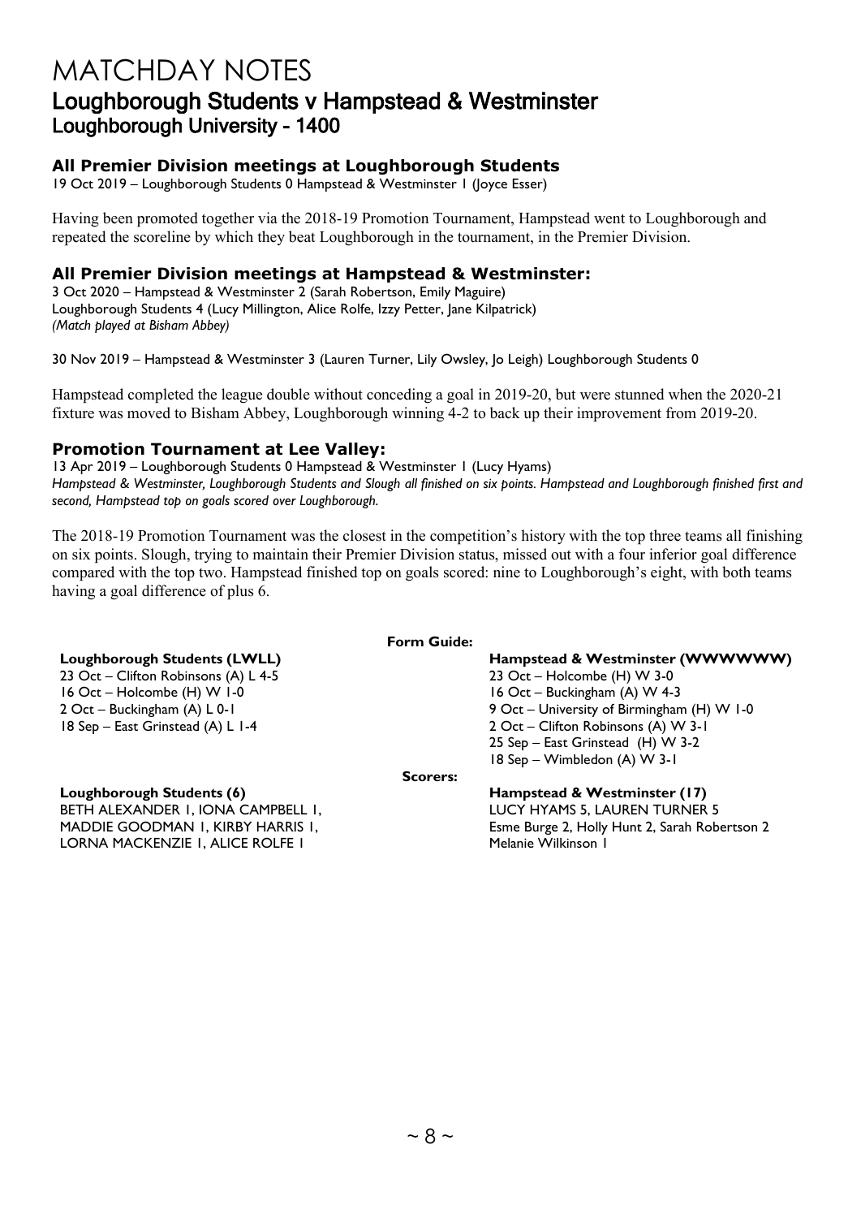# MATCHDAY NOTES

## Loughborough Students v Hampstead & Westminster

### Loughborough University - 1400

### All Premier Division meetings at Loughborough Students

19 Oct 2019 – Loughborough Students 0 Hampstead & Westminster 1 (Joyce Esser)

Having been promoted together via the 2018-19 Promotion Tournament, Hampstead went to Loughborough and repeated the scoreline by which they beat Loughborough in the tournament, in the Premier Division.

### All Premier Division meetings at Hampstead & Westminster:

3 Oct 2020 – Hampstead & Westminster 2 (Sarah Robertson, Emily Maguire)
Loughborough Students 4 (Lucy Millington, Alice Rolfe, Izzy Petter, Jane Kilpatrick)
*(Match played at Bisham Abbey)*

30 Nov 2019 – Hampstead & Westminster 3 (Lauren Turner, Lily Owsley, Jo Leigh) Loughborough Students 0

Hampstead completed the league double without conceding a goal in 2019-20, but were stunned when the 2020-21 fixture was moved to Bisham Abbey, Loughborough winning 4-2 to back up their improvement from 2019-20.

### Promotion Tournament at Lee Valley:

13 Apr 2019 – Loughborough Students 0 Hampstead & Westminster 1 (Lucy Hyams)
*Hampstead & Westminster, Loughborough Students and Slough all finished on six points. Hampstead and Loughborough finished first and second, Hampstead top on goals scored over Loughborough.*

The 2018-19 Promotion Tournament was the closest in the competition's history with the top three teams all finishing on six points. Slough, trying to maintain their Premier Division status, missed out with a four inferior goal difference compared with the top two. Hampstead finished top on goals scored: nine to Loughborough's eight, with both teams having a goal difference of plus 6.

**Form Guide:**

**Loughborough Students (LWLL)**
23 Oct – Clifton Robinsons (A) L 4-5
16 Oct – Holcombe (H) W 1-0
2 Oct – Buckingham (A) L 0-1
18 Sep – East Grinstead (A) L 1-4

**Hampstead & Westminster (WWWWWW)**
23 Oct – Holcombe (H) W 3-0
16 Oct – Buckingham (A) W 4-3
9 Oct – University of Birmingham (H) W 1-0
2 Oct – Clifton Robinsons (A) W 3-1
25 Sep – East Grinstead (H) W 3-2
18 Sep – Wimbledon (A) W 3-1

**Scorers:**

**Loughborough Students (6)**
BETH ALEXANDER 1, IONA CAMPBELL 1, MADDIE GOODMAN 1, KIRBY HARRIS 1, LORNA MACKENZIE 1, ALICE ROLFE 1

**Hampstead & Westminster (17)**
LUCY HYAMS 5, LAUREN TURNER 5
Esme Burge 2, Holly Hunt 2, Sarah Robertson 2
Melanie Wilkinson 1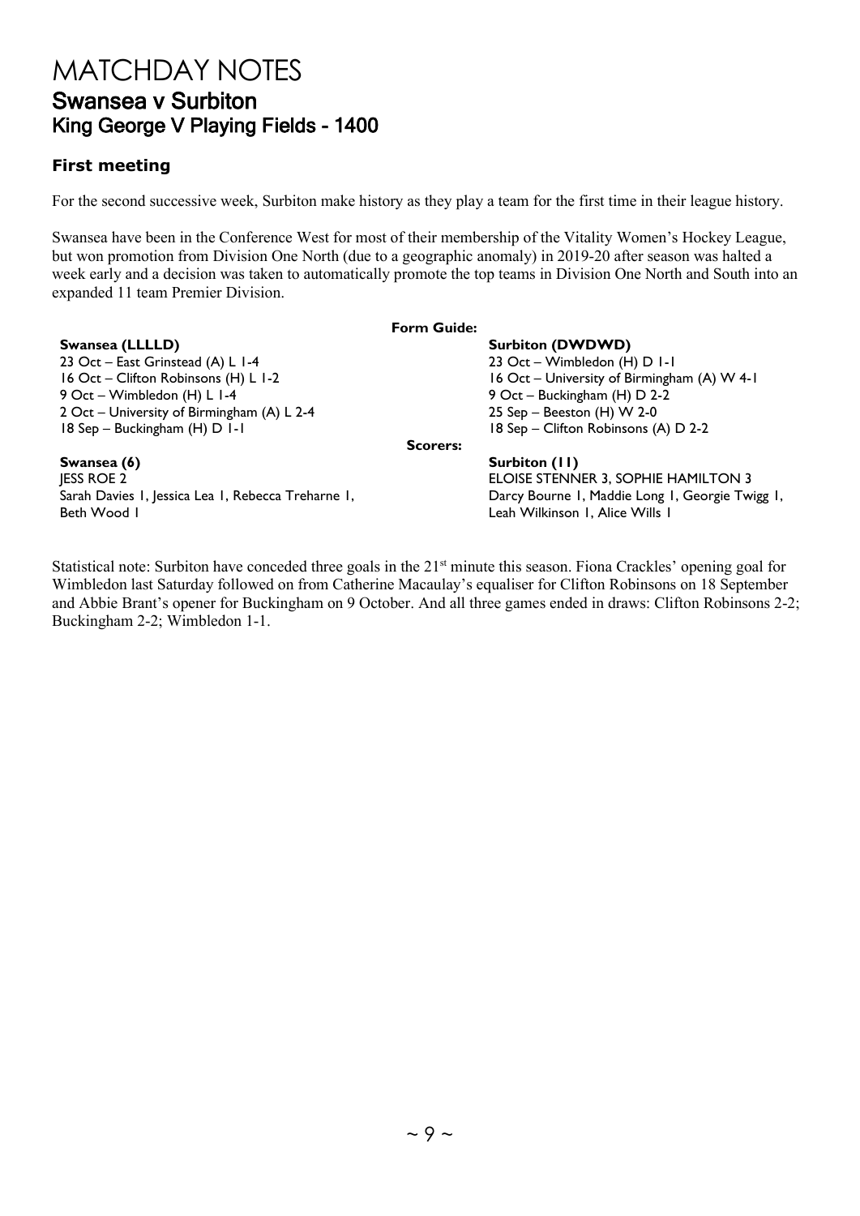# MATCHDAY NOTES

## Swansea v Surbiton

### King George V Playing Fields - 1400

#### First meeting

For the second successive week, Surbiton make history as they play a team for the first time in their league history.

Swansea have been in the Conference West for most of their membership of the Vitality Women's Hockey League, but won promotion from Division One North (due to a geographic anomaly) in 2019-20 after season was halted a week early and a decision was taken to automatically promote the top teams in Division One North and South into an expanded 11 team Premier Division.

**Form Guide:**

| Swansea (LLLLD) | Surbiton (DWDWD) |
|---|---|
| 23 Oct – East Grinstead (A) L 1-4 | 23 Oct – Wimbledon (H) D 1-1 |
| 16 Oct – Clifton Robinsons (H) L 1-2 | 16 Oct – University of Birmingham (A) W 4-1 |
| 9 Oct – Wimbledon (H) L 1-4 | 9 Oct – Buckingham (H) D 2-2 |
| 2 Oct – University of Birmingham (A) L 2-4 | 25 Sep – Beeston (H) W 2-0 |
| 18 Sep – Buckingham (H) D 1-1 | 18 Sep – Clifton Robinsons (A) D 2-2 |

**Scorers:**

| Swansea (6) | Surbiton (11) |
|---|---|
| JESS ROE 2 | ELOISE STENNER 3, SOPHIE HAMILTON 3 |
| Sarah Davies 1, Jessica Lea 1, Rebecca Treharne 1, Beth Wood 1 | Darcy Bourne 1, Maddie Long 1, Georgie Twigg 1, Leah Wilkinson 1, Alice Wills 1 |

Statistical note: Surbiton have conceded three goals in the 21st minute this season. Fiona Crackles' opening goal for Wimbledon last Saturday followed on from Catherine Macaulay's equaliser for Clifton Robinsons on 18 September and Abbie Brant's opener for Buckingham on 9 October. And all three games ended in draws: Clifton Robinsons 2-2; Buckingham 2-2; Wimbledon 1-1.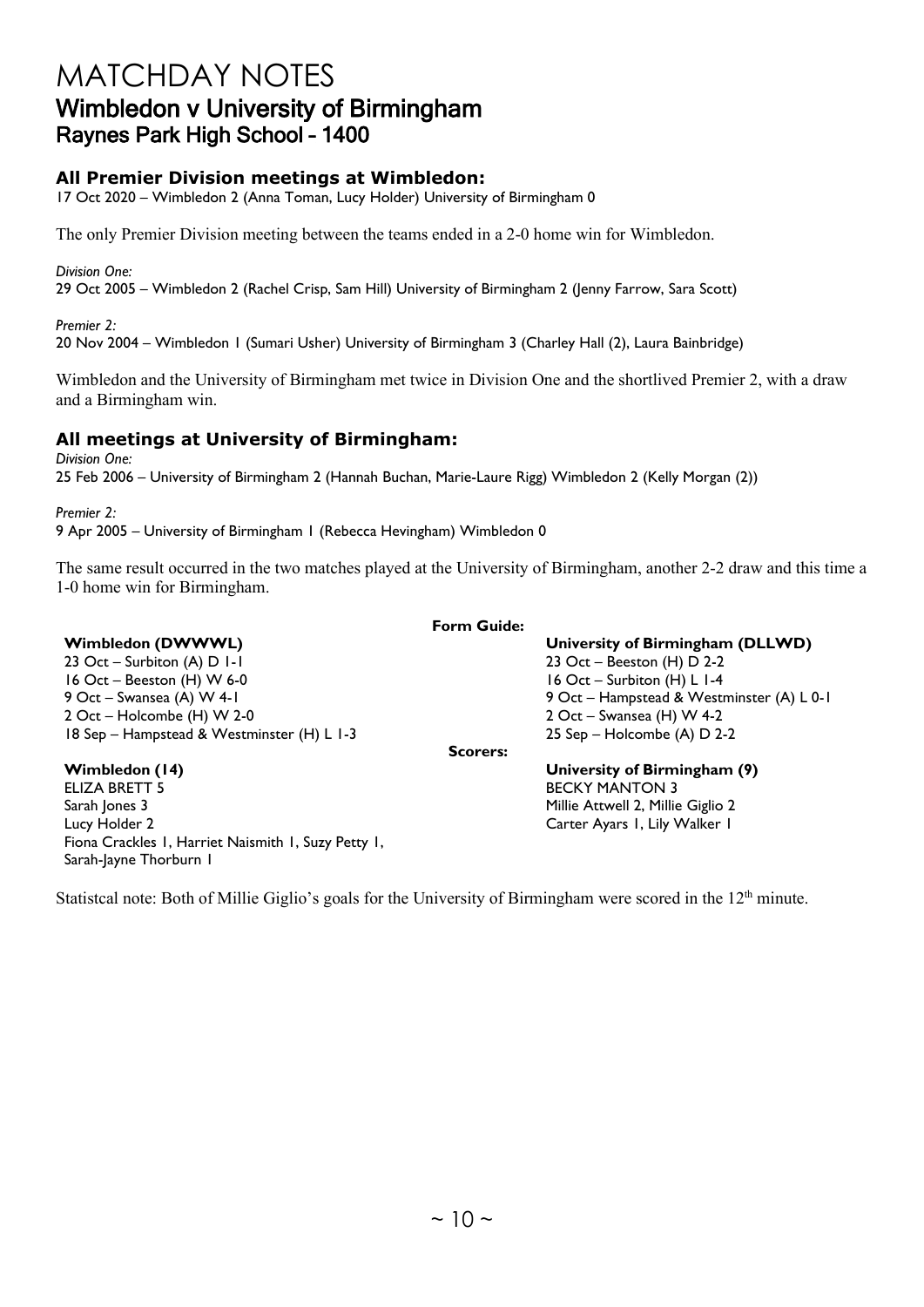# MATCHDAY NOTES

## Wimbledon v University of Birmingham

### Raynes Park High School - 1400

#### All Premier Division meetings at Wimbledon:

17 Oct 2020 – Wimbledon 2 (Anna Toman, Lucy Holder) University of Birmingham 0

The only Premier Division meeting between the teams ended in a 2-0 home win for Wimbledon.

*Division One:*
29 Oct 2005 – Wimbledon 2 (Rachel Crisp, Sam Hill) University of Birmingham 2 (Jenny Farrow, Sara Scott)

*Premier 2:*
20 Nov 2004 – Wimbledon 1 (Sumari Usher) University of Birmingham 3 (Charley Hall (2), Laura Bainbridge)

Wimbledon and the University of Birmingham met twice in Division One and the shortlived Premier 2, with a draw and a Birmingham win.

#### All meetings at University of Birmingham:

*Division One:*
25 Feb 2006 – University of Birmingham 2 (Hannah Buchan, Marie-Laure Rigg) Wimbledon 2 (Kelly Morgan (2))

*Premier 2:*
9 Apr 2005 – University of Birmingham 1 (Rebecca Hevingham) Wimbledon 0

The same result occurred in the two matches played at the University of Birmingham, another 2-2 draw and this time a 1-0 home win for Birmingham.

**Form Guide:**

**Wimbledon (DWWWL)**
23 Oct – Surbiton (A) D 1-1
16 Oct – Beeston (H) W 6-0
9 Oct – Swansea (A) W 4-1
2 Oct – Holcombe (H) W 2-0
18 Sep – Hampstead & Westminster (H) L 1-3

**University of Birmingham (DLLWD)**
23 Oct – Beeston (H) D 2-2
16 Oct – Surbiton (H) L 1-4
9 Oct – Hampstead & Westminster (A) L 0-1
2 Oct – Swansea (H) W 4-2
25 Sep – Holcombe (A) D 2-2

**Scorers:**

**Wimbledon (14)**
ELIZA BRETT 5
Sarah Jones 3
Lucy Holder 2
Fiona Crackles 1, Harriet Naismith 1, Suzy Petty 1, Sarah-Jayne Thorburn 1

**University of Birmingham (9)**
BECKY MANTON 3
Millie Attwell 2, Millie Giglio 2
Carter Ayars 1, Lily Walker 1

Statistcal note: Both of Millie Giglio's goals for the University of Birmingham were scored in the 12th minute.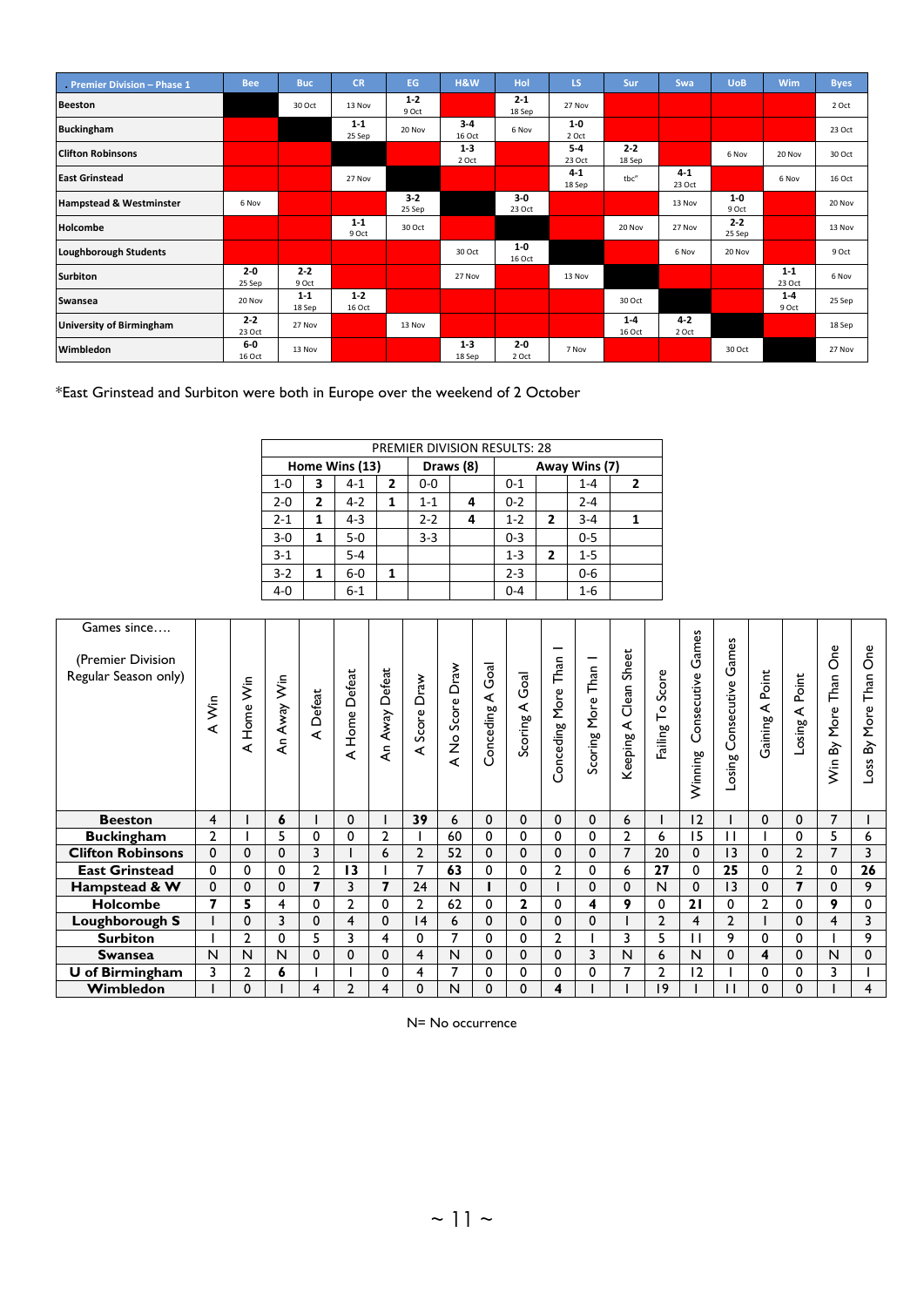| Premier Division – Phase 1 | Bee | Buc | CR | EG | H&W | Hol | LS | Sur | Swa | UoB | Wim | Byes |
|---|---|---|---|---|---|---|---|---|---|---|---|---|
| Beeston | | 30 Oct | 13 Nov | 1-2 9 Oct | | 2-1 18 Sep | 27 Nov | | | | | 2 Oct |
| Buckingham | | | 1-1 25 Sep | 20 Nov | 3-4 16 Oct | 6 Nov | 1-0 2 Oct | | | | | 23 Oct |
| Clifton Robinsons | | | | | 1-3 2 Oct | | 5-4 23 Oct | 2-2 18 Sep | | 6 Nov | 20 Nov | 30 Oct |
| East Grinstead | | | 27 Nov | | | | 4-1 18 Sep | tbc* | 4-1 23 Oct | | 6 Nov | 16 Oct |
| Hampstead & Westminster | 6 Nov | | | 3-2 25 Sep | | 3-0 23 Oct | | | 13 Nov | 1-0 9 Oct | | 20 Nov |
| Holcombe | | | 1-1 9 Oct | 30 Oct | | | | 20 Nov | 27 Nov | 2-2 25 Sep | | 13 Nov |
| Loughborough Students | | | | | 30 Oct | 1-0 16 Oct | | | 6 Nov | 20 Nov | | 9 Oct |
| Surbiton | 2-0 25 Sep | 2-2 9 Oct | | | 27 Nov | | 13 Nov | | | | 1-1 23 Oct | 6 Nov |
| Swansea | 20 Nov | 1-1 18 Sep | 1-2 16 Oct | | | | | 30 Oct | | | 1-4 9 Oct | 25 Sep |
| University of Birmingham | 2-2 23 Oct | 27 Nov | | 13 Nov | | | | 1-4 16 Oct | 4-2 2 Oct | | | 18 Sep |
| Wimbledon | 6-0 16 Oct | 13 Nov | | | 1-3 18 Sep | 2-0 2 Oct | 7 Nov | | | 30 Oct | | 27 Nov |

*East Grinstead and Surbiton were both in Europe over the weekend of 2 October

| PREMIER DIVISION RESULTS: 28 | | | | | | | | | |
|---|---|---|---|---|---|---|---|---|---|
| Home Wins (13) | | | | Draws (8) | | Away Wins (7) | | | |
| 1-0 | 3 | 4-1 | 2 | 0-0 | | 0-1 | | 1-4 | 2 |
| 2-0 | 2 | 4-2 | 1 | 1-1 | 4 | 0-2 | | 2-4 | |
| 2-1 | 1 | 4-3 | | 2-2 | 4 | 1-2 | 2 | 3-4 | 1 |
| 3-0 | 1 | 5-0 | | 3-3 | | 0-3 | | 0-5 | |
| 3-1 | | 5-4 | | | | 1-3 | 2 | 1-5 | |
| 3-2 | 1 | 6-0 | 1 | | | 2-3 | | 0-6 | |
| 4-0 | | 6-1 | | | | 0-4 | | 1-6 | |

| Games since…. (Premier Division Regular Season only) | A Win | A Home Win | An Away Win | A Defeat | A Home Defeat | An Away Defeat | A Score Draw | A No Score Draw | Conceding A Goal | Scoring A Goal | Conceding More Than 1 | Scoring More Than 1 | Keeping A Clean Sheet | Failing To Score | Winning Consecutive Games | Losing Consecutive Games | Gaining A Point | Losing A Point | Win By More Than One | Loss By More Than One |
|---|---|---|---|---|---|---|---|---|---|---|---|---|---|---|---|---|---|---|---|---|
| **Beeston** | 4 | 1 | **6** | 1 | 0 | 1 | **39** | 6 | 0 | 0 | 0 | 0 | 6 | 1 | 12 | 1 | 0 | 0 | 7 | 1 |
| **Buckingham** | 2 | 1 | 5 | 0 | 0 | 2 | 1 | 60 | 0 | 0 | 0 | 0 | 2 | 6 | 15 | 11 | 1 | 0 | 5 | 6 |
| **Clifton Robinsons** | 0 | 0 | 0 | 3 | 1 | 6 | 2 | 52 | 0 | 0 | 0 | 0 | 7 | 20 | 0 | 13 | 0 | 2 | 7 | 3 |
| **East Grinstead** | 0 | 0 | 0 | 2 | **13** | 1 | 7 | **63** | 0 | 0 | 2 | 0 | 6 | **27** | 0 | **25** | 0 | 2 | 0 | **26** |
| **Hampstead & W** | 0 | 0 | 0 | **7** | 3 | **7** | 24 | N | **1** | 0 | 1 | 0 | 0 | N | 0 | 13 | 0 | **7** | 0 | 9 |
| **Holcombe** | **7** | **5** | 4 | 0 | 2 | 0 | 2 | 62 | 0 | **2** | 0 | **4** | **9** | 0 | **21** | 0 | 2 | 0 | **9** | 0 |
| **Loughborough S** | 1 | 0 | 3 | 0 | 4 | 0 | 14 | 6 | 0 | 0 | 0 | 0 | 1 | 2 | 4 | 2 | 1 | 0 | 4 | 3 |
| **Surbiton** | 1 | 2 | 0 | 5 | 3 | 4 | 0 | 7 | 0 | 0 | 2 | 1 | 3 | 5 | 11 | 9 | 0 | 0 | 1 | 9 |
| **Swansea** | N | N | N | 0 | 0 | 0 | 4 | N | 0 | 0 | 0 | 3 | N | 6 | N | 0 | **4** | 0 | N | 0 |
| **U of Birmingham** | 3 | 2 | **6** | 1 | 1 | 0 | 4 | 7 | 0 | 0 | 0 | 0 | 7 | 2 | 12 | 1 | 0 | 0 | 3 | 1 |
| **Wimbledon** | 1 | 0 | 1 | 4 | 2 | 4 | 0 | N | 0 | 0 | **4** | 1 | 1 | 19 | 1 | 11 | 0 | 0 | 1 | 4 |

N= No occurrence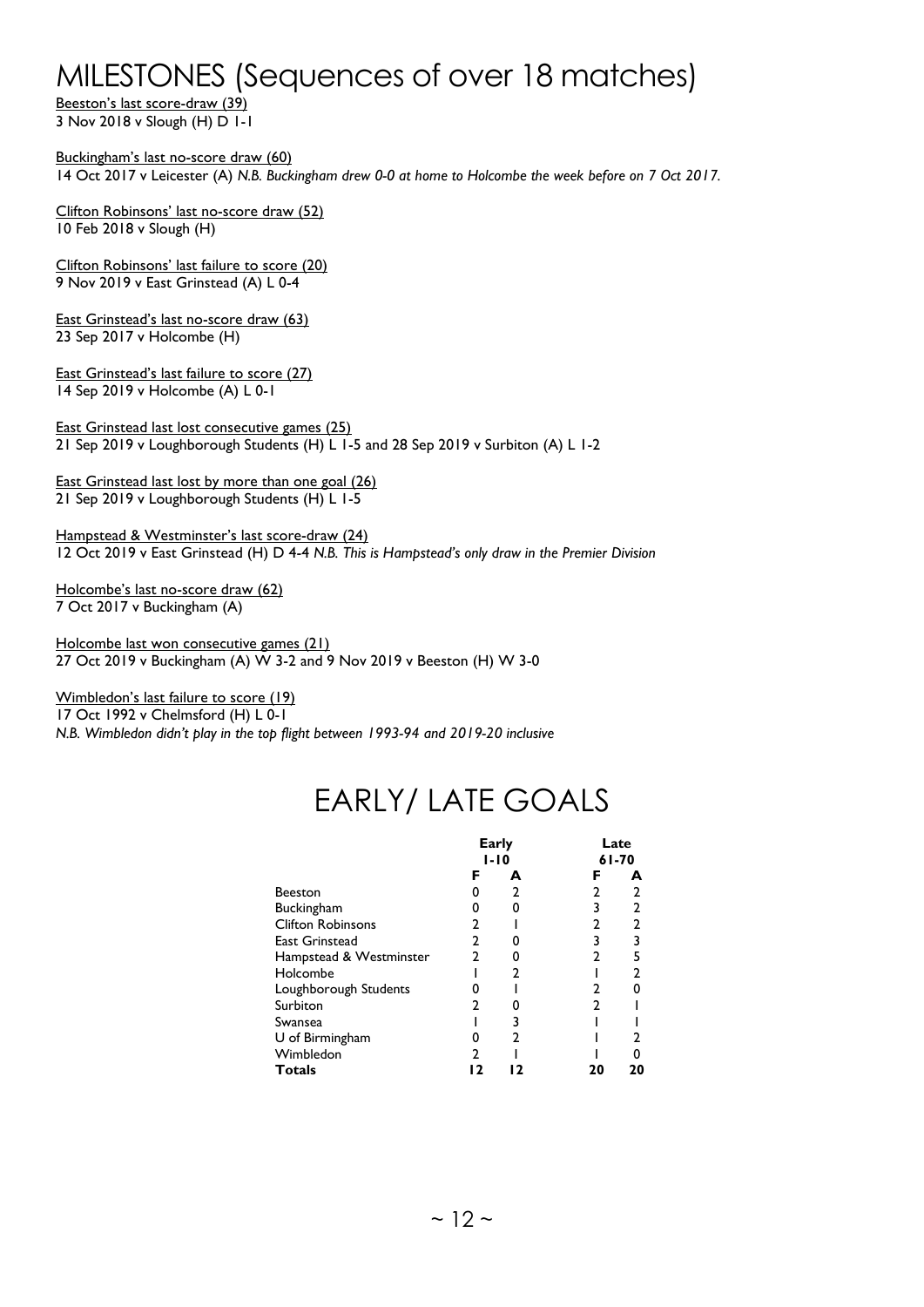# MILESTONES (Sequences of over 18 matches)

Beeston's last score-draw (39)
3 Nov 2018 v Slough (H) D 1-1

Buckingham's last no-score draw (60)
14 Oct 2017 v Leicester (A) *N.B. Buckingham drew 0-0 at home to Holcombe the week before on 7 Oct 2017.*

Clifton Robinsons' last no-score draw (52)
10 Feb 2018 v Slough (H)

Clifton Robinsons' last failure to score (20)
9 Nov 2019 v East Grinstead (A) L 0-4

East Grinstead's last no-score draw (63)
23 Sep 2017 v Holcombe (H)

East Grinstead's last failure to score (27)
14 Sep 2019 v Holcombe (A) L 0-1

East Grinstead last lost consecutive games (25)
21 Sep 2019 v Loughborough Students (H) L 1-5 and 28 Sep 2019 v Surbiton (A) L 1-2

East Grinstead last lost by more than one goal (26)
21 Sep 2019 v Loughborough Students (H) L 1-5

Hampstead & Westminster's last score-draw (24)
12 Oct 2019 v East Grinstead (H) D 4-4 *N.B. This is Hampstead's only draw in the Premier Division*

Holcombe's last no-score draw (62)
7 Oct 2017 v Buckingham (A)

Holcombe last won consecutive games (21)
27 Oct 2019 v Buckingham (A) W 3-2 and 9 Nov 2019 v Beeston (H) W 3-0

Wimbledon's last failure to score (19)
17 Oct 1992 v Chelmsford (H) L 0-1
*N.B. Wimbledon didn't play in the top flight between 1993-94 and 2019-20 inclusive*

# EARLY/ LATE GOALS

| | Early 1-10 | | Late 61-70 | |
|---|---|---|---|---|
| | **F** | **A** | **F** | **A** |
| Beeston | 0 | 2 | 2 | 2 |
| Buckingham | 0 | 0 | 3 | 2 |
| Clifton Robinsons | 2 | 1 | 2 | 2 |
| East Grinstead | 2 | 0 | 3 | 3 |
| Hampstead & Westminster | 2 | 0 | 2 | 5 |
| Holcombe | 1 | 2 | 1 | 2 |
| Loughborough Students | 0 | 1 | 2 | 0 |
| Surbiton | 2 | 0 | 2 | 1 |
| Swansea | 1 | 3 | 1 | 1 |
| U of Birmingham | 0 | 2 | 1 | 2 |
| Wimbledon | 2 | 1 | 1 | 0 |
| **Totals** | **12** | **12** | **20** | **20** |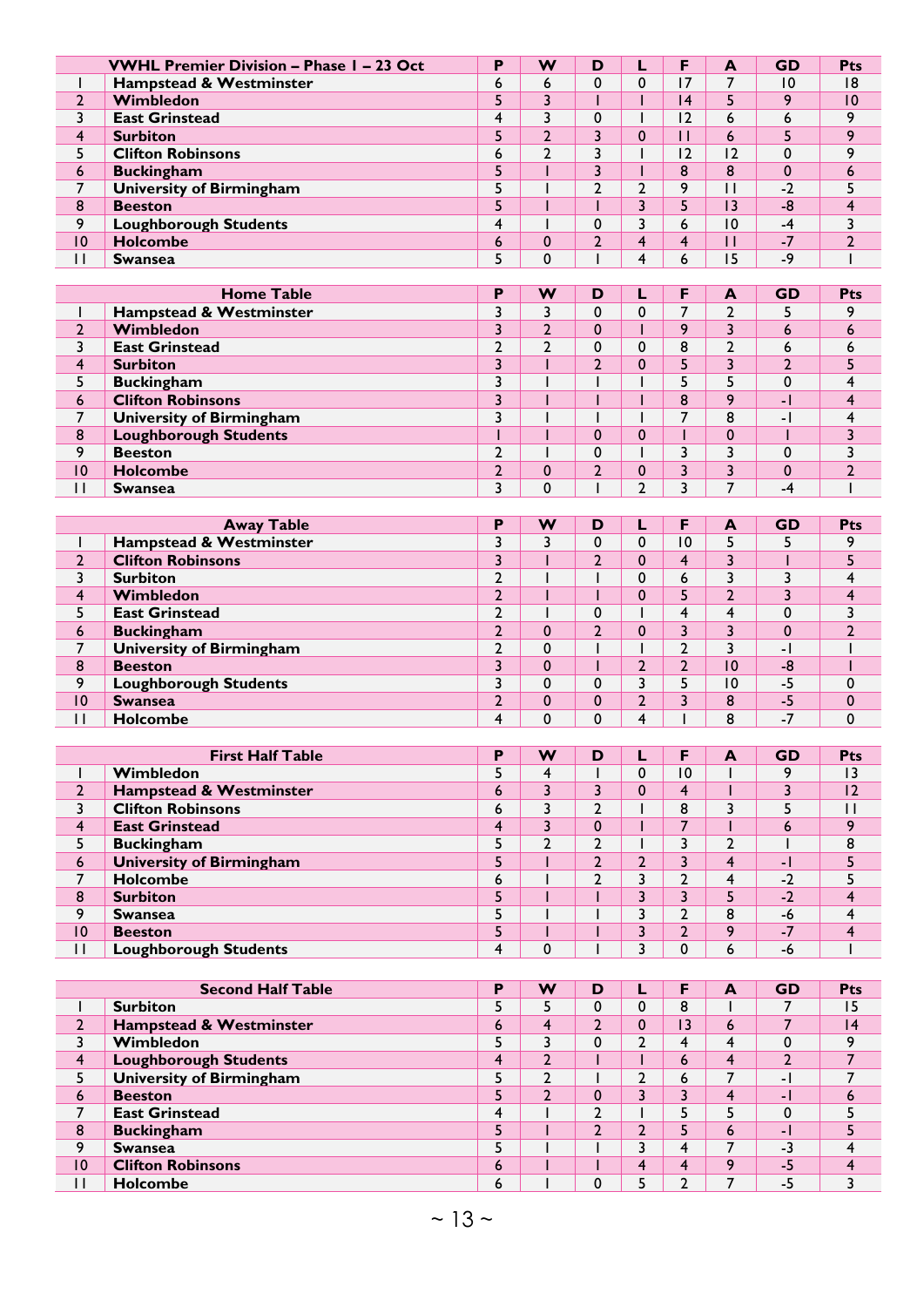| | VWHL Premier Division – Phase 1 – 23 Oct | P | W | D | L | F | A | GD | Pts |
|---|---|---|---|---|---|---|---|---|---|
| 1 | Hampstead & Westminster | 6 | 6 | 0 | 0 | 17 | 7 | 10 | 18 |
| 2 | Wimbledon | 5 | 3 | 1 | 1 | 14 | 5 | 9 | 10 |
| 3 | East Grinstead | 4 | 3 | 0 | 1 | 12 | 6 | 6 | 9 |
| 4 | Surbiton | 5 | 2 | 3 | 0 | 11 | 6 | 5 | 9 |
| 5 | Clifton Robinsons | 6 | 2 | 3 | 1 | 12 | 12 | 0 | 9 |
| 6 | Buckingham | 5 | 1 | 3 | 1 | 8 | 8 | 0 | 6 |
| 7 | University of Birmingham | 5 | 1 | 2 | 2 | 9 | 11 | -2 | 5 |
| 8 | Beeston | 5 | 1 | 1 | 3 | 5 | 13 | -8 | 4 |
| 9 | Loughborough Students | 4 | 1 | 0 | 3 | 6 | 10 | -4 | 3 |
| 10 | Holcombe | 6 | 0 | 2 | 4 | 4 | 11 | -7 | 2 |
| 11 | Swansea | 5 | 0 | 1 | 4 | 6 | 15 | -9 | 1 |

| | Home Table | P | W | D | L | F | A | GD | Pts |
|---|---|---|---|---|---|---|---|---|---|
| 1 | Hampstead & Westminster | 3 | 3 | 0 | 0 | 7 | 2 | 5 | 9 |
| 2 | Wimbledon | 3 | 2 | 0 | 1 | 9 | 3 | 6 | 6 |
| 3 | East Grinstead | 2 | 2 | 0 | 0 | 8 | 2 | 6 | 6 |
| 4 | Surbiton | 3 | 1 | 2 | 0 | 5 | 3 | 2 | 5 |
| 5 | Buckingham | 3 | 1 | 1 | 1 | 5 | 5 | 0 | 4 |
| 6 | Clifton Robinsons | 3 | 1 | 1 | 1 | 8 | 9 | -1 | 4 |
| 7 | University of Birmingham | 3 | 1 | 1 | 1 | 7 | 8 | -1 | 4 |
| 8 | Loughborough Students | 1 | 1 | 0 | 0 | 1 | 0 | 1 | 3 |
| 9 | Beeston | 2 | 1 | 0 | 1 | 3 | 3 | 0 | 3 |
| 10 | Holcombe | 2 | 0 | 2 | 0 | 3 | 3 | 0 | 2 |
| 11 | Swansea | 3 | 0 | 1 | 2 | 3 | 7 | -4 | 1 |

| | Away Table | P | W | D | L | F | A | GD | Pts |
|---|---|---|---|---|---|---|---|---|---|
| 1 | Hampstead & Westminster | 3 | 3 | 0 | 0 | 10 | 5 | 5 | 9 |
| 2 | Clifton Robinsons | 3 | 1 | 2 | 0 | 4 | 3 | 1 | 5 |
| 3 | Surbiton | 2 | 1 | 1 | 0 | 6 | 3 | 3 | 4 |
| 4 | Wimbledon | 2 | 1 | 1 | 0 | 5 | 2 | 3 | 4 |
| 5 | East Grinstead | 2 | 1 | 0 | 1 | 4 | 4 | 0 | 3 |
| 6 | Buckingham | 2 | 0 | 2 | 0 | 3 | 3 | 0 | 2 |
| 7 | University of Birmingham | 2 | 0 | 1 | 1 | 2 | 3 | -1 | 1 |
| 8 | Beeston | 3 | 0 | 1 | 2 | 2 | 10 | -8 | 1 |
| 9 | Loughborough Students | 3 | 0 | 0 | 3 | 5 | 10 | -5 | 0 |
| 10 | Swansea | 2 | 0 | 0 | 2 | 3 | 8 | -5 | 0 |
| 11 | Holcombe | 4 | 0 | 0 | 4 | 1 | 8 | -7 | 0 |

| | First Half Table | P | W | D | L | F | A | GD | Pts |
|---|---|---|---|---|---|---|---|---|---|
| 1 | Wimbledon | 5 | 4 | 1 | 0 | 10 | 1 | 9 | 13 |
| 2 | Hampstead & Westminster | 6 | 3 | 3 | 0 | 4 | 1 | 3 | 12 |
| 3 | Clifton Robinsons | 6 | 3 | 2 | 1 | 8 | 3 | 5 | 11 |
| 4 | East Grinstead | 4 | 3 | 0 | 1 | 7 | 1 | 6 | 9 |
| 5 | Buckingham | 5 | 2 | 2 | 1 | 3 | 2 | 1 | 8 |
| 6 | University of Birmingham | 5 | 1 | 2 | 2 | 3 | 4 | -1 | 5 |
| 7 | Holcombe | 6 | 1 | 2 | 3 | 2 | 4 | -2 | 5 |
| 8 | Surbiton | 5 | 1 | 1 | 3 | 3 | 5 | -2 | 4 |
| 9 | Swansea | 5 | 1 | 1 | 3 | 2 | 8 | -6 | 4 |
| 10 | Beeston | 5 | 1 | 1 | 3 | 2 | 9 | -7 | 4 |
| 11 | Loughborough Students | 4 | 0 | 1 | 3 | 0 | 6 | -6 | 1 |

| | Second Half Table | P | W | D | L | F | A | GD | Pts |
|---|---|---|---|---|---|---|---|---|---|
| 1 | Surbiton | 5 | 5 | 0 | 0 | 8 | 1 | 7 | 15 |
| 2 | Hampstead & Westminster | 6 | 4 | 2 | 0 | 13 | 6 | 7 | 14 |
| 3 | Wimbledon | 5 | 3 | 0 | 2 | 4 | 4 | 0 | 9 |
| 4 | Loughborough Students | 4 | 2 | 1 | 1 | 6 | 4 | 2 | 7 |
| 5 | University of Birmingham | 5 | 2 | 1 | 2 | 6 | 7 | -1 | 7 |
| 6 | Beeston | 5 | 2 | 0 | 3 | 3 | 4 | -1 | 6 |
| 7 | East Grinstead | 4 | 1 | 2 | 1 | 5 | 5 | 0 | 5 |
| 8 | Buckingham | 5 | 1 | 2 | 2 | 5 | 6 | -1 | 5 |
| 9 | Swansea | 5 | 1 | 1 | 3 | 4 | 7 | -3 | 4 |
| 10 | Clifton Robinsons | 6 | 1 | 1 | 4 | 4 | 9 | -5 | 4 |
| 11 | Holcombe | 6 | 1 | 0 | 5 | 2 | 7 | -5 | 3 |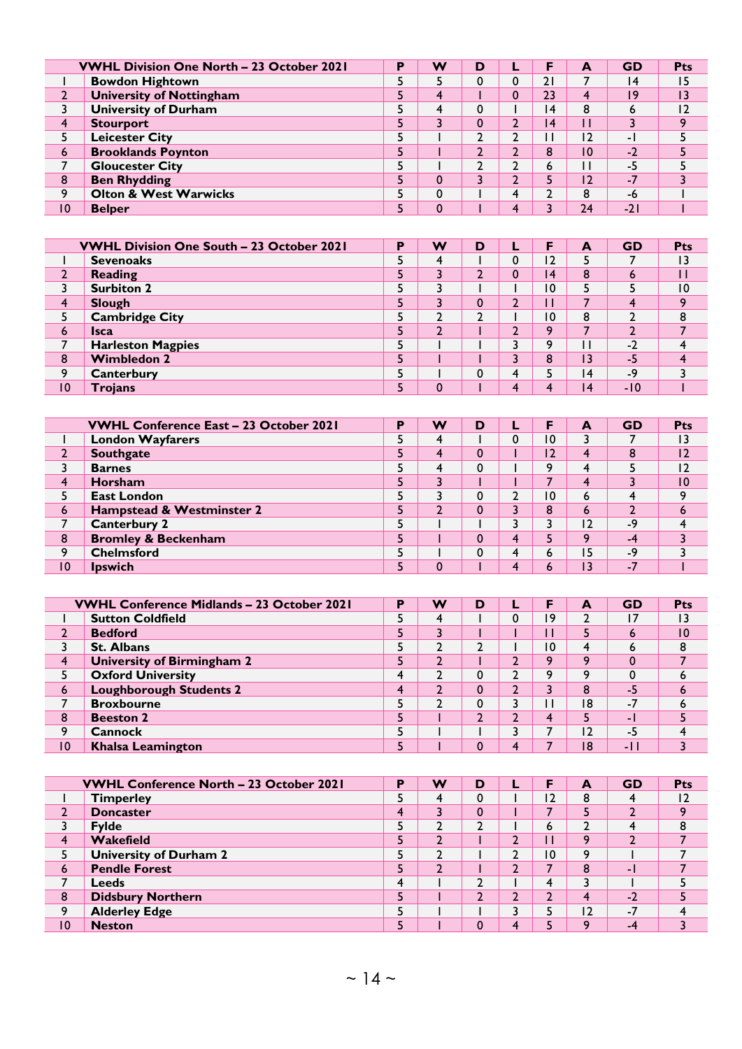| | VWHL Division One North – 23 October 2021 | P | W | D | L | F | A | GD | Pts |
|---|---|---|---|---|---|---|---|---|---|
| 1 | **Bowdon Hightown** | 5 | 5 | 0 | 0 | 21 | 7 | 14 | 15 |
| 2 | **University of Nottingham** | 5 | 4 | 1 | 0 | 23 | 4 | 19 | 13 |
| 3 | **University of Durham** | 5 | 4 | 0 | 1 | 14 | 8 | 6 | 12 |
| 4 | **Stourport** | 5 | 3 | 0 | 2 | 14 | 11 | 3 | 9 |
| 5 | **Leicester City** | 5 | 1 | 2 | 2 | 11 | 12 | -1 | 5 |
| 6 | **Brooklands Poynton** | 5 | 1 | 2 | 2 | 8 | 10 | -2 | 5 |
| 7 | **Gloucester City** | 5 | 1 | 2 | 2 | 6 | 11 | -5 | 5 |
| 8 | **Ben Rhydding** | 5 | 0 | 3 | 2 | 5 | 12 | -7 | 3 |
| 9 | **Olton & West Warwicks** | 5 | 0 | 1 | 4 | 2 | 8 | -6 | 1 |
| 10 | **Belper** | 5 | 0 | 1 | 4 | 3 | 24 | -21 | 1 |

| | VWHL Division One South – 23 October 2021 | P | W | D | L | F | A | GD | Pts |
|---|---|---|---|---|---|---|---|---|---|
| 1 | **Sevenoaks** | 5 | 4 | 1 | 0 | 12 | 5 | 7 | 13 |
| 2 | **Reading** | 5 | 3 | 2 | 0 | 14 | 8 | 6 | 11 |
| 3 | **Surbiton 2** | 5 | 3 | 1 | 1 | 10 | 5 | 5 | 10 |
| 4 | **Slough** | 5 | 3 | 0 | 2 | 11 | 7 | 4 | 9 |
| 5 | **Cambridge City** | 5 | 2 | 2 | 1 | 10 | 8 | 2 | 8 |
| 6 | **Isca** | 5 | 2 | 1 | 2 | 9 | 7 | 2 | 7 |
| 7 | **Harleston Magpies** | 5 | 1 | 1 | 3 | 9 | 11 | -2 | 4 |
| 8 | **Wimbledon 2** | 5 | 1 | 1 | 3 | 8 | 13 | -5 | 4 |
| 9 | **Canterbury** | 5 | 1 | 0 | 4 | 5 | 14 | -9 | 3 |
| 10 | **Trojans** | 5 | 0 | 1 | 4 | 4 | 14 | -10 | 1 |

| | VWHL Conference East – 23 October 2021 | P | W | D | L | F | A | GD | Pts |
|---|---|---|---|---|---|---|---|---|---|
| 1 | **London Wayfarers** | 5 | 4 | 1 | 0 | 10 | 3 | 7 | 13 |
| 2 | **Southgate** | 5 | 4 | 0 | 1 | 12 | 4 | 8 | 12 |
| 3 | **Barnes** | 5 | 4 | 0 | 1 | 9 | 4 | 5 | 12 |
| 4 | **Horsham** | 5 | 3 | 1 | 1 | 7 | 4 | 3 | 10 |
| 5 | **East London** | 5 | 3 | 0 | 2 | 10 | 6 | 4 | 9 |
| 6 | **Hampstead & Westminster 2** | 5 | 2 | 0 | 3 | 8 | 6 | 2 | 6 |
| 7 | **Canterbury 2** | 5 | 1 | 1 | 3 | 3 | 12 | -9 | 4 |
| 8 | **Bromley & Beckenham** | 5 | 1 | 0 | 4 | 5 | 9 | -4 | 3 |
| 9 | **Chelmsford** | 5 | 1 | 0 | 4 | 6 | 15 | -9 | 3 |
| 10 | **Ipswich** | 5 | 0 | 1 | 4 | 6 | 13 | -7 | 1 |

| | VWHL Conference Midlands – 23 October 2021 | P | W | D | L | F | A | GD | Pts |
|---|---|---|---|---|---|---|---|---|---|
| 1 | **Sutton Coldfield** | 5 | 4 | 1 | 0 | 19 | 2 | 17 | 13 |
| 2 | **Bedford** | 5 | 3 | 1 | 1 | 11 | 5 | 6 | 10 |
| 3 | **St. Albans** | 5 | 2 | 2 | 1 | 10 | 4 | 6 | 8 |
| 4 | **University of Birmingham 2** | 5 | 2 | 1 | 2 | 9 | 9 | 0 | 7 |
| 5 | **Oxford University** | 4 | 2 | 0 | 2 | 9 | 9 | 0 | 6 |
| 6 | **Loughborough Students 2** | 4 | 2 | 0 | 2 | 3 | 8 | -5 | 6 |
| 7 | **Broxbourne** | 5 | 2 | 0 | 3 | 11 | 18 | -7 | 6 |
| 8 | **Beeston 2** | 5 | 1 | 2 | 2 | 4 | 5 | -1 | 5 |
| 9 | **Cannock** | 5 | 1 | 1 | 3 | 7 | 12 | -5 | 4 |
| 10 | **Khalsa Leamington** | 5 | 1 | 0 | 4 | 7 | 18 | -11 | 3 |

| | VWHL Conference North – 23 October 2021 | P | W | D | L | F | A | GD | Pts |
|---|---|---|---|---|---|---|---|---|---|
| 1 | **Timperley** | 5 | 4 | 0 | 1 | 12 | 8 | 4 | 12 |
| 2 | **Doncaster** | 4 | 3 | 0 | 1 | 7 | 5 | 2 | 9 |
| 3 | **Fylde** | 5 | 2 | 2 | 1 | 6 | 2 | 4 | 8 |
| 4 | **Wakefield** | 5 | 2 | 1 | 2 | 11 | 9 | 2 | 7 |
| 5 | **University of Durham 2** | 5 | 2 | 1 | 2 | 10 | 9 | 1 | 7 |
| 6 | **Pendle Forest** | 5 | 2 | 1 | 2 | 7 | 8 | -1 | 7 |
| 7 | **Leeds** | 4 | 1 | 2 | 1 | 4 | 3 | 1 | 5 |
| 8 | **Didsbury Northern** | 5 | 1 | 2 | 2 | 2 | 4 | -2 | 5 |
| 9 | **Alderley Edge** | 5 | 1 | 1 | 3 | 5 | 12 | -7 | 4 |
| 10 | **Neston** | 5 | 1 | 0 | 4 | 5 | 9 | -4 | 3 |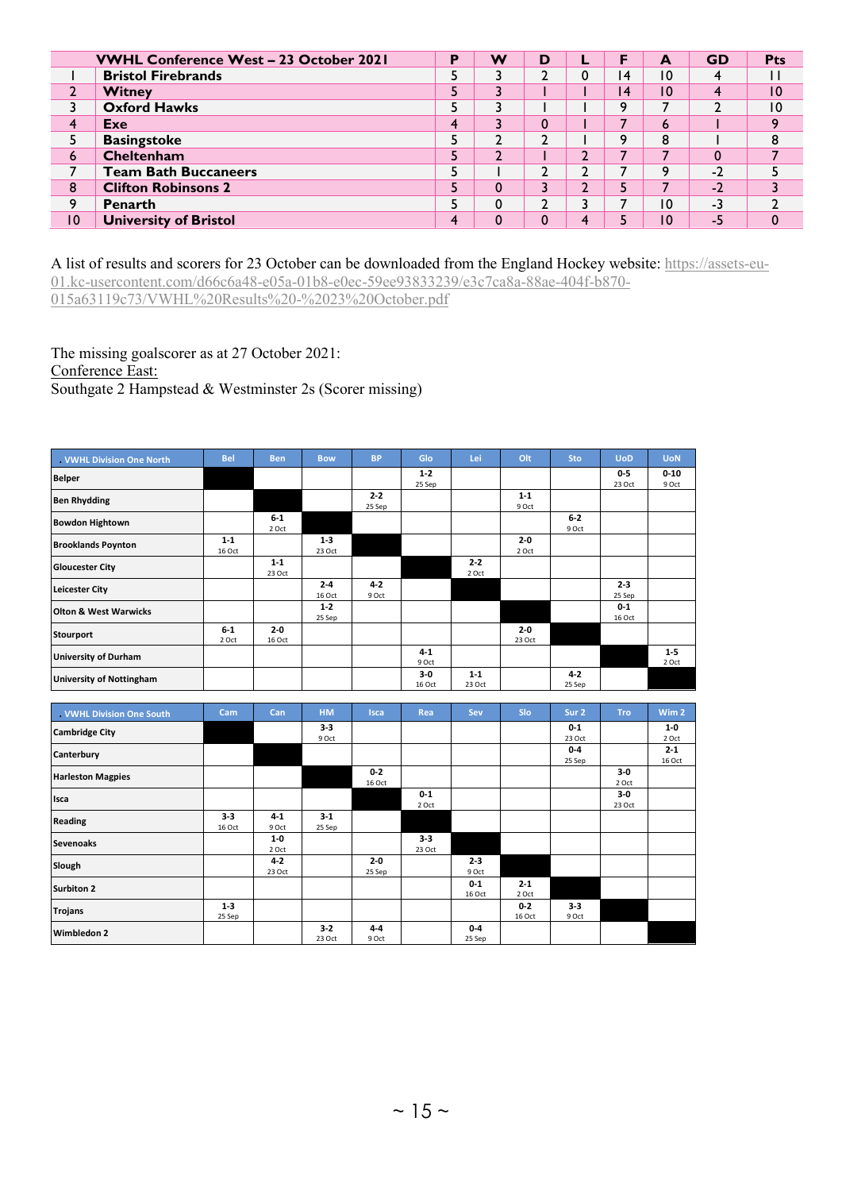| | VWHL Conference West – 23 October 2021 | P | W | D | L | F | A | GD | Pts |
|---|---|---|---|---|---|---|---|---|---|
| 1 | **Bristol Firebrands** | 5 | 3 | 2 | 0 | 14 | 10 | 4 | 11 |
| 2 | **Witney** | 5 | 3 | 1 | 1 | 14 | 10 | 4 | 10 |
| 3 | **Oxford Hawks** | 5 | 3 | 1 | 1 | 9 | 7 | 2 | 10 |
| 4 | **Exe** | 4 | 3 | 0 | 1 | 7 | 6 | 1 | 9 |
| 5 | **Basingstoke** | 5 | 2 | 2 | 1 | 9 | 8 | 1 | 8 |
| 6 | **Cheltenham** | 5 | 2 | 1 | 2 | 7 | 7 | 0 | 7 |
| 7 | **Team Bath Buccaneers** | 5 | 1 | 2 | 2 | 7 | 9 | -2 | 5 |
| 8 | **Clifton Robinsons 2** | 5 | 0 | 3 | 2 | 5 | 7 | -2 | 3 |
| 9 | **Penarth** | 5 | 0 | 2 | 3 | 7 | 10 | -3 | 2 |
| 10 | **University of Bristol** | 4 | 0 | 0 | 4 | 5 | 10 | -5 | 0 |

A list of results and scorers for 23 October can be downloaded from the England Hockey website: https://assets-eu-01.kc-usercontent.com/d66c6a48-e05a-01b8-e0ec-59ee93833239/e3c7ca8a-88ae-404f-b870-015a63119c73/VWHL%20Results%20-%2023%20October.pdf

The missing goalscorer as at 27 October 2021:
Conference East:
Southgate 2 Hampstead & Westminster 2s (Scorer missing)

| VWHL Division One North | Bel | Ben | Bow | BP | Glo | Lei | Olt | Sto | UoD | UoN |
|---|---|---|---|---|---|---|---|---|---|---|
| Belper | | | | | 1-2 25 Sep | | | | 0-5 23 Oct | 0-10 9 Oct |
| Ben Rhydding | | | | 2-2 25 Sep | | | 1-1 9 Oct | | | |
| Bowdon Hightown | | 6-1 2 Oct | | | | | | 6-2 9 Oct | | |
| Brooklands Poynton | 1-1 16 Oct | | 1-3 23 Oct | | | | 2-0 2 Oct | | | |
| Gloucester City | | 1-1 23 Oct | | | | 2-2 2 Oct | | | | |
| Leicester City | | | 2-4 16 Oct | 4-2 9 Oct | | | | | 2-3 25 Sep | |
| Olton & West Warwicks | | | 1-2 25 Sep | | | | | | 0-1 16 Oct | |
| Stourport | 6-1 2 Oct | 2-0 16 Oct | | | | | 2-0 23 Oct | | | |
| University of Durham | | | | | 4-1 9 Oct | | | | | 1-5 2 Oct |
| University of Nottingham | | | | | 3-0 16 Oct | 1-1 23 Oct | | 4-2 25 Sep | | |

| VWHL Division One South | Cam | Can | HM | Isca | Rea | Sev | Slo | Sur 2 | Tro | Wim 2 |
|---|---|---|---|---|---|---|---|---|---|---|
| Cambridge City | | | 3-3 9 Oct | | | | | 0-1 23 Oct | | 1-0 2 Oct |
| Canterbury | | | | | | | | 0-4 25 Sep | | 2-1 16 Oct |
| Harleston Magpies | | | | 0-2 16 Oct | | | | | 3-0 2 Oct | |
| Isca | | | | | 0-1 2 Oct | | | | 3-0 23 Oct | |
| Reading | 3-3 16 Oct | 4-1 9 Oct | 3-1 25 Sep | | | | | | | |
| Sevenoaks | | 1-0 2 Oct | | | 3-3 23 Oct | | | | | |
| Slough | | 4-2 23 Oct | | 2-0 25 Sep | | 2-3 9 Oct | | | | |
| Surbiton 2 | | | | | | 0-1 16 Oct | 2-1 2 Oct | | | |
| Trojans | 1-3 25 Sep | | | | | | 0-2 16 Oct | 3-3 9 Oct | | |
| Wimbledon 2 | | | 3-2 23 Oct | 4-4 9 Oct | | 0-4 25 Sep | | | | |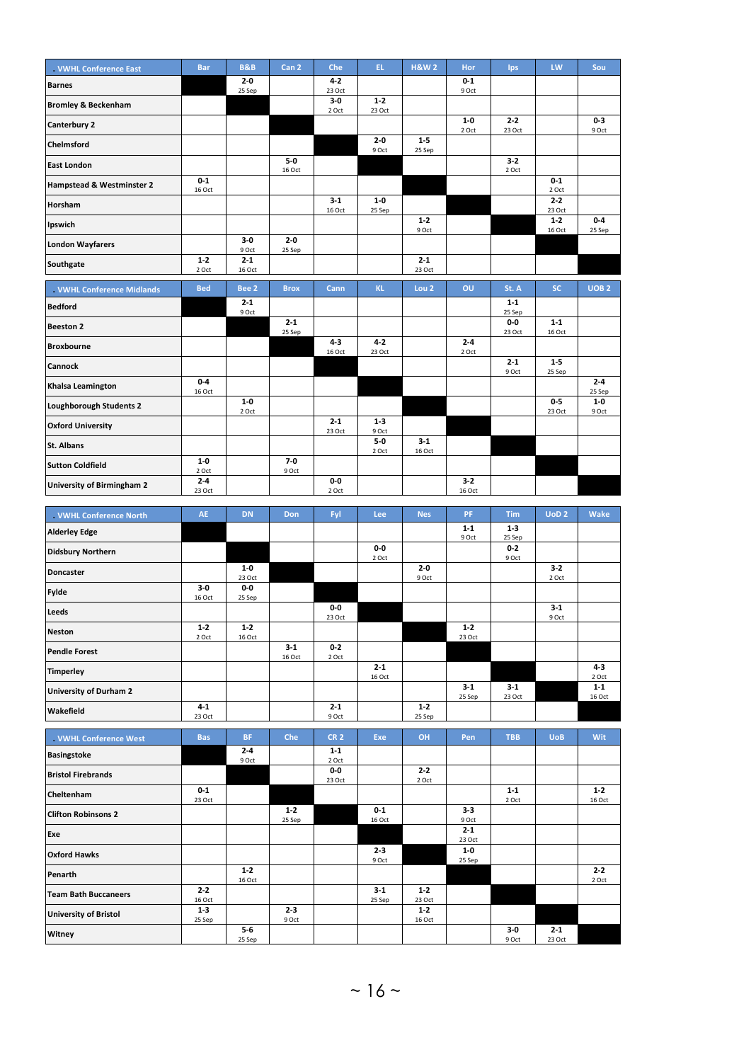| VWHL Conference East | Bar | B&B | Can 2 | Che | EL | H&W 2 | Hor | Ips | LW | Sou |
|---|---|---|---|---|---|---|---|---|---|---|
| **Barnes** | | 2-0 25 Sep | | 4-2 23 Oct | | | 0-1 9 Oct | | | |
| **Bromley & Beckenham** | | | | 3-0 2 Oct | 1-2 23 Oct | | | | | |
| **Canterbury 2** | | | | | | | 1-0 2 Oct | 2-2 23 Oct | | 0-3 9 Oct |
| **Chelmsford** | | | | | 2-0 9 Oct | 1-5 25 Sep | | | | |
| **East London** | | | 5-0 16 Oct | | | | | 3-2 2 Oct | | |
| **Hampstead & Westminster 2** | 0-1 16 Oct | | | | | | | | 0-1 2 Oct | |
| **Horsham** | | | | 3-1 16 Oct | 1-0 25 Sep | | | 2-2 23 Oct | | |
| **Ipswich** | | | | | | 1-2 9 Oct | | | 1-2 16 Oct | 0-4 25 Sep |
| **London Wayfarers** | | 3-0 9 Oct | 2-0 25 Sep | | | | | | | |
| **Southgate** | 1-2 2 Oct | 2-1 16 Oct | | | | 2-1 23 Oct | | | | |

| VWHL Conference Midlands | Bed | Bee 2 | Brox | Cann | KL | Lou 2 | OU | St. A | SC | UOB 2 |
|---|---|---|---|---|---|---|---|---|---|---|
| **Bedford** | | 2-1 9 Oct | | | | | | 1-1 25 Sep | | |
| **Beeston 2** | | | 2-1 25 Sep | | | | | 0-0 23 Oct | 1-1 16 Oct | |
| **Broxbourne** | | | | 4-3 16 Oct | 4-2 23 Oct | | 2-4 2 Oct | | | |
| **Cannock** | | | | | | | | 2-1 9 Oct | 1-5 25 Sep | |
| **Khalsa Leamington** | 0-4 16 Oct | | | | | | | | | 2-4 25 Sep |
| **Loughborough Students 2** | | 1-0 2 Oct | | | | | | | 0-5 23 Oct | 1-0 9 Oct |
| **Oxford University** | | | | 2-1 23 Oct | 1-3 9 Oct | | | | | |
| **St. Albans** | | | | | 5-0 2 Oct | 3-1 16 Oct | | | | |
| **Sutton Coldfield** | 1-0 2 Oct | | 7-0 9 Oct | | | | | | | |
| **University of Birmingham 2** | 2-4 23 Oct | | | 0-0 2 Oct | | | 3-2 16 Oct | | | |

| VWHL Conference North | AE | DN | Don | Fyl | Lee | Nes | PF | Tim | UoD 2 | Wake |
|---|---|---|---|---|---|---|---|---|---|---|
| **Alderley Edge** | | | | | | | 1-1 9 Oct | 1-3 25 Sep | | |
| **Didsbury Northern** | | | | | 0-0 2 Oct | | | 0-2 9 Oct | | |
| **Doncaster** | | 1-0 23 Oct | | | | 2-0 9 Oct | | | 3-2 2 Oct | |
| **Fylde** | 3-0 16 Oct | 0-0 25 Sep | | | | | | | | |
| **Leeds** | | | | 0-0 23 Oct | | | | | 3-1 9 Oct | |
| **Neston** | 1-2 2 Oct | 1-2 16 Oct | | | | | 1-2 23 Oct | | | |
| **Pendle Forest** | | | 3-1 16 Oct | 0-2 2 Oct | | | | | | |
| **Timperley** | | | | | 2-1 16 Oct | | | | | 4-3 2 Oct |
| **University of Durham 2** | | | | | | | 3-1 25 Sep | 3-1 23 Oct | | 1-1 16 Oct |
| **Wakefield** | 4-1 23 Oct | | | 2-1 9 Oct | | 1-2 25 Sep | | | | |

| VWHL Conference West | Bas | BF | Che | CR 2 | Exe | OH | Pen | TBB | UoB | Wit |
|---|---|---|---|---|---|---|---|---|---|---|
| **Basingstoke** | | 2-4 9 Oct | | 1-1 2 Oct | | | | | | |
| **Bristol Firebrands** | | | | 0-0 23 Oct | | 2-2 2 Oct | | | | |
| **Cheltenham** | 0-1 23 Oct | | | | | | | 1-1 2 Oct | | 1-2 16 Oct |
| **Clifton Robinsons 2** | | | 1-2 25 Sep | | 0-1 16 Oct | | 3-3 9 Oct | | | |
| **Exe** | | | | | | | 2-1 23 Oct | | | |
| **Oxford Hawks** | | | | | 2-3 9 Oct | | 1-0 25 Sep | | | |
| **Penarth** | | 1-2 16 Oct | | | | | | | | 2-2 2 Oct |
| **Team Bath Buccaneers** | 2-2 16 Oct | | | | 3-1 25 Sep | 1-2 23 Oct | | | | |
| **University of Bristol** | 1-3 25 Sep | | 2-3 9 Oct | | | 1-2 16 Oct | | | | |
| **Witney** | | 5-6 25 Sep | | | | | | 3-0 9 Oct | 2-1 23 Oct | |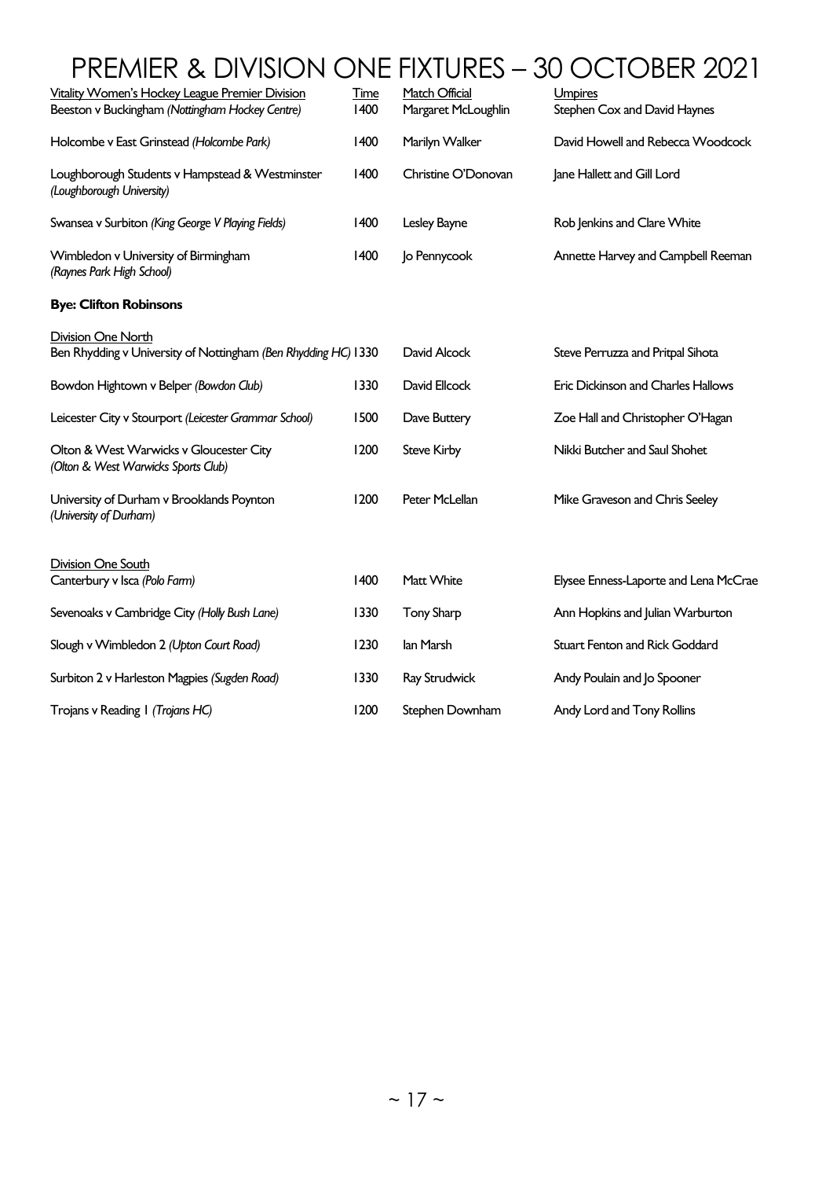# PREMIER & DIVISION ONE FIXTURES – 30 OCTOBER 2021

| Vitality Women's Hockey League Premier Division | Time | Match Official | Umpires |
|---|---|---|---|
| Beeston v Buckingham *(Nottingham Hockey Centre)* | 1400 | Margaret McLoughlin | Stephen Cox and David Haynes |
| Holcombe v East Grinstead *(Holcombe Park)* | 1400 | Marilyn Walker | David Howell and Rebecca Woodcock |
| Loughborough Students v Hampstead & Westminster *(Loughborough University)* | 1400 | Christine O'Donovan | Jane Hallett and Gill Lord |
| Swansea v Surbiton *(King George V Playing Fields)* | 1400 | Lesley Bayne | Rob Jenkins and Clare White |
| Wimbledon v University of Birmingham *(Raynes Park High School)* | 1400 | Jo Pennycook | Annette Harvey and Campbell Reeman |

**Bye: Clifton Robinsons**

| Division One North | | | |
|---|---|---|---|
| Ben Rhydding v University of Nottingham *(Ben Rhydding HC)* | 1330 | David Alcock | Steve Perruzza and Pritpal Sihota |
| Bowdon Hightown v Belper *(Bowdon Club)* | 1330 | David Ellcock | Eric Dickinson and Charles Hallows |
| Leicester City v Stourport *(Leicester Grammar School)* | 1500 | Dave Buttery | Zoe Hall and Christopher O'Hagan |
| Olton & West Warwicks v Gloucester City *(Olton & West Warwicks Sports Club)* | 1200 | Steve Kirby | Nikki Butcher and Saul Shohet |
| University of Durham v Brooklands Poynton *(University of Durham)* | 1200 | Peter McLellan | Mike Graveson and Chris Seeley |

| Division One South | | | |
|---|---|---|---|
| Canterbury v Isca *(Polo Farm)* | 1400 | Matt White | Elysee Enness-Laporte and Lena McCrae |
| Sevenoaks v Cambridge City *(Holly Bush Lane)* | 1330 | Tony Sharp | Ann Hopkins and Julian Warburton |
| Slough v Wimbledon 2 *(Upton Court Road)* | 1230 | Ian Marsh | Stuart Fenton and Rick Goddard |
| Surbiton 2 v Harleston Magpies *(Sugden Road)* | 1330 | Ray Strudwick | Andy Poulain and Jo Spooner |
| Trojans v Reading 1 *(Trojans HC)* | 1200 | Stephen Downham | Andy Lord and Tony Rollins |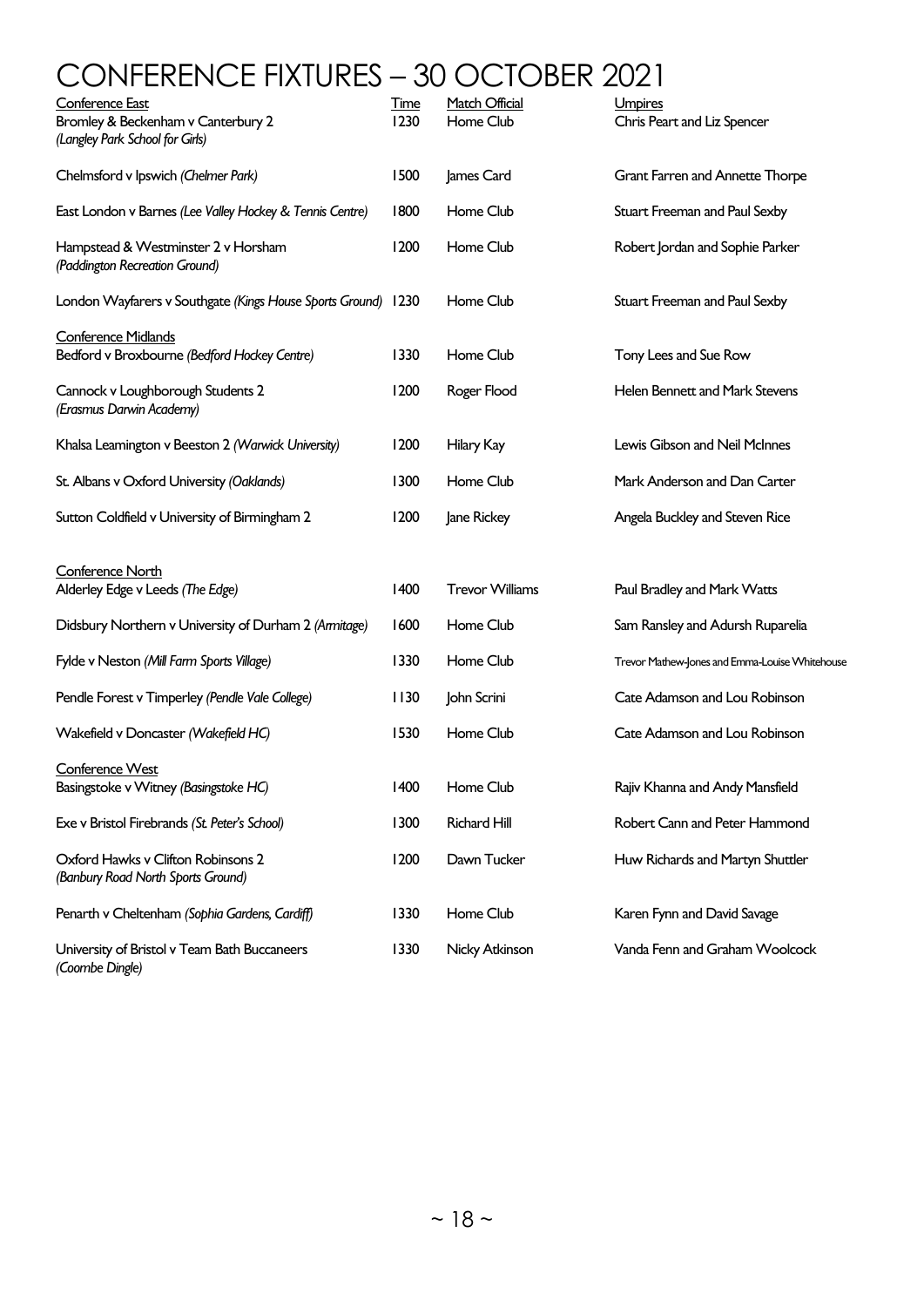# CONFERENCE FIXTURES – 30 OCTOBER 2021

| Conference East | Time | Match Official | Umpires |
|---|---|---|---|
| Bromley & Beckenham v Canterbury 2 *(Langley Park School for Girls)* | 1230 | Home Club | Chris Peart and Liz Spencer |
| Chelmsford v Ipswich *(Chelmer Park)* | 1500 | James Card | Grant Farren and Annette Thorpe |
| East London v Barnes *(Lee Valley Hockey & Tennis Centre)* | 1800 | Home Club | Stuart Freeman and Paul Sexby |
| Hampstead & Westminster 2 v Horsham *(Paddington Recreation Ground)* | 1200 | Home Club | Robert Jordan and Sophie Parker |
| London Wayfarers v Southgate *(Kings House Sports Ground)* | 1230 | Home Club | Stuart Freeman and Paul Sexby |
| **Conference Midlands** | | | |
| Bedford v Broxbourne *(Bedford Hockey Centre)* | 1330 | Home Club | Tony Lees and Sue Row |
| Cannock v Loughborough Students 2 *(Erasmus Darwin Academy)* | 1200 | Roger Flood | Helen Bennett and Mark Stevens |
| Khalsa Leamington v Beeston 2 *(Warwick University)* | 1200 | Hilary Kay | Lewis Gibson and Neil McInnes |
| St. Albans v Oxford University *(Oaklands)* | 1300 | Home Club | Mark Anderson and Dan Carter |
| Sutton Coldfield v University of Birmingham 2 | 1200 | Jane Rickey | Angela Buckley and Steven Rice |
| **Conference North** | | | |
| Alderley Edge v Leeds *(The Edge)* | 1400 | Trevor Williams | Paul Bradley and Mark Watts |
| Didsbury Northern v University of Durham 2 *(Armitage)* | 1600 | Home Club | Sam Ransley and Adursh Ruparelia |
| Fylde v Neston *(Mill Farm Sports Village)* | 1330 | Home Club | Trevor Mathew-Jones and Emma-Louise Whitehouse |
| Pendle Forest v Timperley *(Pendle Vale College)* | 1130 | John Scrini | Cate Adamson and Lou Robinson |
| Wakefield v Doncaster *(Wakefield HC)* | 1530 | Home Club | Cate Adamson and Lou Robinson |
| **Conference West** | | | |
| Basingstoke v Witney *(Basingstoke HC)* | 1400 | Home Club | Rajiv Khanna and Andy Mansfield |
| Exe v Bristol Firebrands *(St. Peter's School)* | 1300 | Richard Hill | Robert Cann and Peter Hammond |
| Oxford Hawks v Clifton Robinsons 2 *(Banbury Road North Sports Ground)* | 1200 | Dawn Tucker | Huw Richards and Martyn Shuttler |
| Penarth v Cheltenham *(Sophia Gardens, Cardiff)* | 1330 | Home Club | Karen Fynn and David Savage |
| University of Bristol v Team Bath Buccaneers *(Coombe Dingle)* | 1330 | Nicky Atkinson | Vanda Fenn and Graham Woolcock |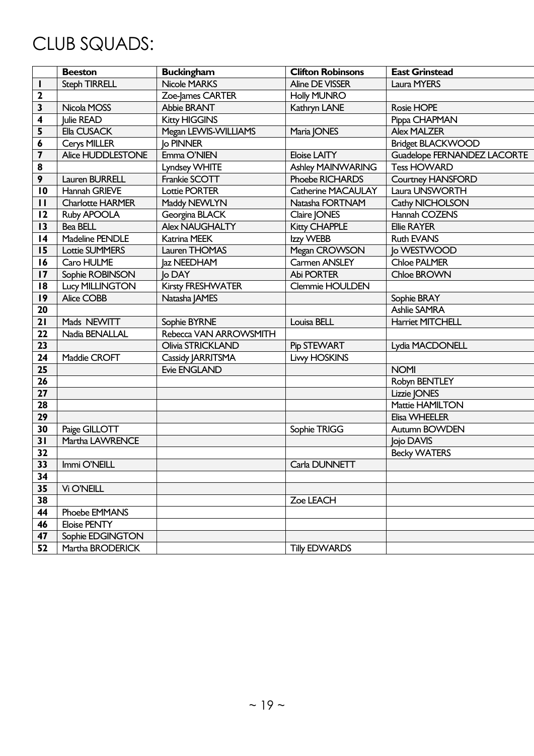# CLUB SQUADS:

| | Beeston | Buckingham | Clifton Robinsons | East Grinstead |
|---|---|---|---|---|
| 1 | Steph TIRRELL | Nicole MARKS | Aline DE VISSER | Laura MYERS |
| 2 | | Zoe-James CARTER | Holly MUNRO | |
| 3 | Nicola MOSS | Abbie BRANT | Kathryn LANE | Rosie HOPE |
| 4 | Julie READ | Kitty HIGGINS | | Pippa CHAPMAN |
| 5 | Ella CUSACK | Megan LEWIS-WILLIAMS | Maria JONES | Alex MALZER |
| 6 | Cerys MILLER | Jo PINNER | | Bridget BLACKWOOD |
| 7 | Alice HUDDLESTONE | Emma O'NIEN | Eloise LAITY | Guadelope FERNANDEZ LACORTE |
| 8 | | Lyndsey WHITE | Ashley MAINWARING | Tess HOWARD |
| 9 | Lauren BURRELL | Frankie SCOTT | Phoebe RICHARDS | Courtney HANSFORD |
| 10 | Hannah GRIEVE | Lottie PORTER | Catherine MACAULAY | Laura UNSWORTH |
| 11 | Charlotte HARMER | Maddy NEWLYN | Natasha FORTNAM | Cathy NICHOLSON |
| 12 | Ruby APOOLA | Georgina BLACK | Claire JONES | Hannah COZENS |
| 13 | Bea BELL | Alex NAUGHALTY | Kitty CHAPPLE | Ellie RAYER |
| 14 | Madeline PENDLE | Katrina MEEK | Izzy WEBB | Ruth EVANS |
| 15 | Lottie SUMMERS | Lauren THOMAS | Megan CROWSON | Jo WESTWOOD |
| 16 | Caro HULME | Jaz NEEDHAM | Carmen ANSLEY | Chloe PALMER |
| 17 | Sophie ROBINSON | Jo DAY | Abi PORTER | Chloe BROWN |
| 18 | Lucy MILLINGTON | Kirsty FRESHWATER | Clemmie HOULDEN | |
| 19 | Alice COBB | Natasha JAMES | | Sophie BRAY |
| 20 | | | | Ashlie SAMRA |
| 21 | Mads NEWITT | Sophie BYRNE | Louisa BELL | Harriet MITCHELL |
| 22 | Nadia BENALLAL | Rebecca VAN ARROWSMITH | | |
| 23 | | Olivia STRICKLAND | Pip STEWART | Lydia MACDONELL |
| 24 | Maddie CROFT | Cassidy JARRITSMA | Livvy HOSKINS | |
| 25 | | Evie ENGLAND | | NOMI |
| 26 | | | | Robyn BENTLEY |
| 27 | | | | Lizzie JONES |
| 28 | | | | Mattie HAMILTON |
| 29 | | | | Elisa WHEELER |
| 30 | Paige GILLOTT | | Sophie TRIGG | Autumn BOWDEN |
| 31 | Martha LAWRENCE | | | Jojo DAVIS |
| 32 | | | | Becky WATERS |
| 33 | Immi O'NEILL | | Carla DUNNETT | |
| 34 | | | | |
| 35 | Vi O'NEILL | | | |
| 38 | | | Zoe LEACH | |
| 44 | Phoebe EMMANS | | | |
| 46 | Eloise PENTY | | | |
| 47 | Sophie EDGINGTON | | | |
| 52 | Martha BRODERICK | | Tilly EDWARDS | |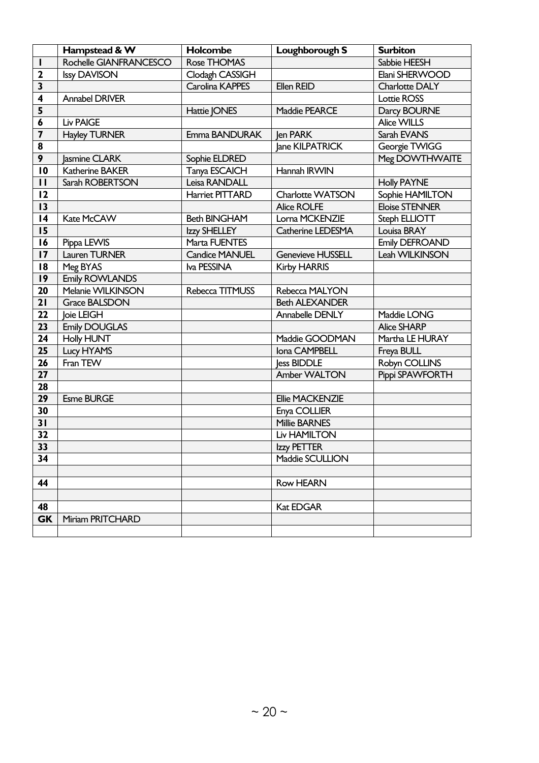| | Hampstead & W | Holcombe | Loughborough S | Surbiton |
|---|---|---|---|---|
| 1 | Rochelle GIANFRANCESCO | Rose THOMAS | | Sabbie HEESH |
| 2 | Issy DAVISON | Clodagh CASSIGH | | Elani SHERWOOD |
| 3 | | Carolina KAPPES | Ellen REID | Charlotte DALY |
| 4 | Annabel DRIVER | | | Lottie ROSS |
| 5 | | Hattie JONES | Maddie PEARCE | Darcy BOURNE |
| 6 | Liv PAIGE | | | Alice WILLS |
| 7 | Hayley TURNER | Emma BANDURAK | Jen PARK | Sarah EVANS |
| 8 | | | Jane KILPATRICK | Georgie TWIGG |
| 9 | Jasmine CLARK | Sophie ELDRED | | Meg DOWTHWAITE |
| 10 | Katherine BAKER | Tanya ESCAICH | Hannah IRWIN | |
| 11 | Sarah ROBERTSON | Leisa RANDALL | | Holly PAYNE |
| 12 | | Harriet PITTARD | Charlotte WATSON | Sophie HAMILTON |
| 13 | | | Alice ROLFE | Eloise STENNER |
| 14 | Kate McCAW | Beth BINGHAM | Lorna MCKENZIE | Steph ELLIOTT |
| 15 | | Izzy SHELLEY | Catherine LEDESMA | Louisa BRAY |
| 16 | Pippa LEWIS | Marta FUENTES | | Emily DEFROAND |
| 17 | Lauren TURNER | Candice MANUEL | Genevieve HUSSELL | Leah WILKINSON |
| 18 | Meg BYAS | Iva PESSINA | Kirby HARRIS | |
| 19 | Emily ROWLANDS | | | |
| 20 | Melanie WILKINSON | Rebecca TITMUSS | Rebecca MALYON | |
| 21 | Grace BALSDON | | Beth ALEXANDER | |
| 22 | Joie LEIGH | | Annabelle DENLY | Maddie LONG |
| 23 | Emily DOUGLAS | | | Alice SHARP |
| 24 | Holly HUNT | | Maddie GOODMAN | Martha LE HURAY |
| 25 | Lucy HYAMS | | Iona CAMPBELL | Freya BULL |
| 26 | Fran TEW | | Jess BIDDLE | Robyn COLLINS |
| 27 | | | Amber WALTON | Pippi SPAWFORTH |
| 28 | | | | |
| 29 | Esme BURGE | | Ellie MACKENZIE | |
| 30 | | | Enya COLLIER | |
| 31 | | | Millie BARNES | |
| 32 | | | Liv HAMILTON | |
| 33 | | | Izzy PETTER | |
| 34 | | | Maddie SCULLION | |
| | | | | |
| 44 | | | Row HEARN | |
| | | | | |
| 48 | | | Kat EDGAR | |
| GK | Miriam PRITCHARD | | | |
| | | | | |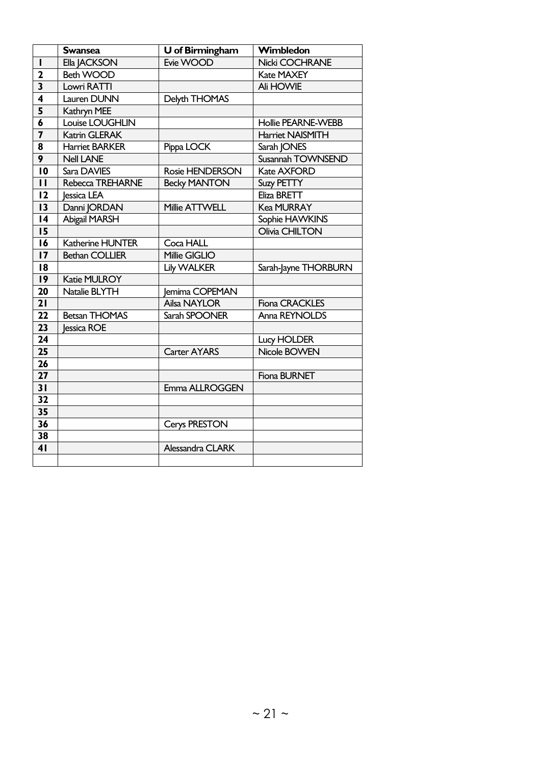| | Swansea | U of Birmingham | Wimbledon |
|---|---|---|---|
| 1 | Ella JACKSON | Evie WOOD | Nicki COCHRANE |
| 2 | Beth WOOD | | Kate MAXEY |
| 3 | Lowri RATTI | | Ali HOWIE |
| 4 | Lauren DUNN | Delyth THOMAS | |
| 5 | Kathryn MEE | | |
| 6 | Louise LOUGHLIN | | Hollie PEARNE-WEBB |
| 7 | Katrin GLERAK | | Harriet NAISMITH |
| 8 | Harriet BARKER | Pippa LOCK | Sarah JONES |
| 9 | Nell LANE | | Susannah TOWNSEND |
| 10 | Sara DAVIES | Rosie HENDERSON | Kate AXFORD |
| 11 | Rebecca TREHARNE | Becky MANTON | Suzy PETTY |
| 12 | Jessica LEA | | Eliza BRETT |
| 13 | Danni JORDAN | Millie ATTWELL | Kea MURRAY |
| 14 | Abigail MARSH | | Sophie HAWKINS |
| 15 | | | Olivia CHILTON |
| 16 | Katherine HUNTER | Coca HALL | |
| 17 | Bethan COLLIER | Millie GIGLIO | |
| 18 | | Lily WALKER | Sarah-Jayne THORBURN |
| 19 | Katie MULROY | | |
| 20 | Natalie BLYTH | Jemima COPEMAN | |
| 21 | | Ailsa NAYLOR | Fiona CRACKLES |
| 22 | Betsan THOMAS | Sarah SPOONER | Anna REYNOLDS |
| 23 | Jessica ROE | | |
| 24 | | | Lucy HOLDER |
| 25 | | Carter AYARS | Nicole BOWEN |
| 26 | | | |
| 27 | | | Fiona BURNET |
| 31 | | Emma ALLROGGEN | |
| 32 | | | |
| 35 | | | |
| 36 | | Cerys PRESTON | |
| 38 | | | |
| 41 | | Alessandra CLARK | |
| | | | |